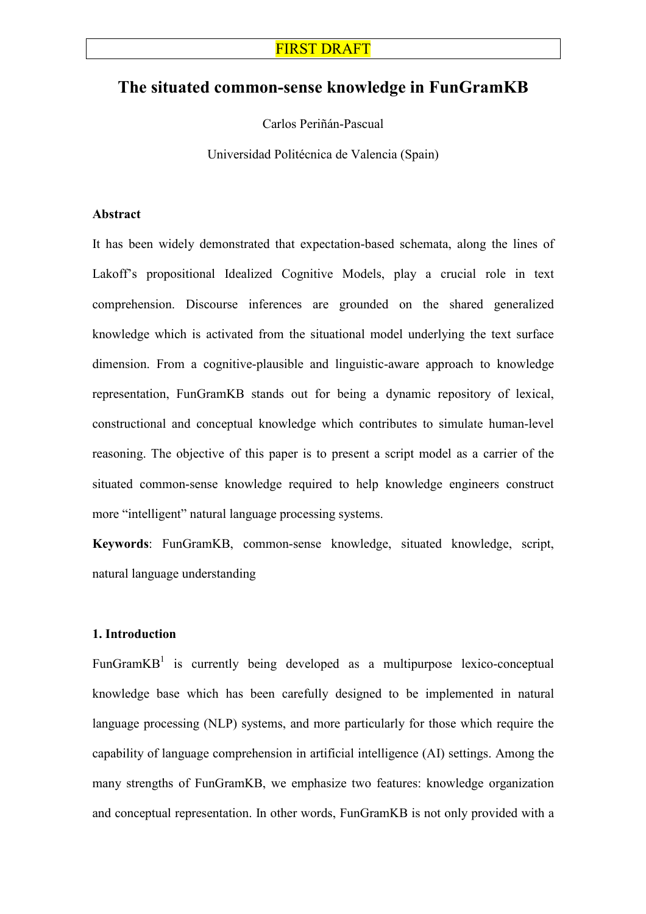FIRST DRAFT

# The situated common-sense knowledge in FunGramKB

Carlos Periñán-Pascual

Universidad Politécnica de Valencia (Spain)

**Abstract**

It has been widely demonstrated that expectation-based schemata, along the lines of Lakoff's propositional Idealized Cognitive Models, play a crucial role in text comprehension. Discourse inferences are grounded on the shared generalized knowledge which is activated from the situational model underlying the text surface dimension. From a cognitive-plausible and linguistic-aware approach to knowledge representation, FunGramKB stands out for being a dynamic repository of lexical, constructional and conceptual knowledge which contributes to simulate human-level reasoning. The objective of this paper is to present a script model as a carrier of the situated common-sense knowledge required to help knowledge engineers construct more "intelligent" natural language processing systems.

**Keywords**: FunGramKB, common-sense knowledge, situated knowledge, script, natural language understanding

## 1. Introduction

FunGramKB[1] is currently being developed as a multipurpose lexico-conceptual knowledge base which has been carefully designed to be implemented in natural language processing (NLP) systems, and more particularly for those which require the capability of language comprehension in artificial intelligence (AI) settings. Among the many strengths of FunGramKB, we emphasize two features: knowledge organization and conceptual representation. In other words, FunGramKB is not only provided with a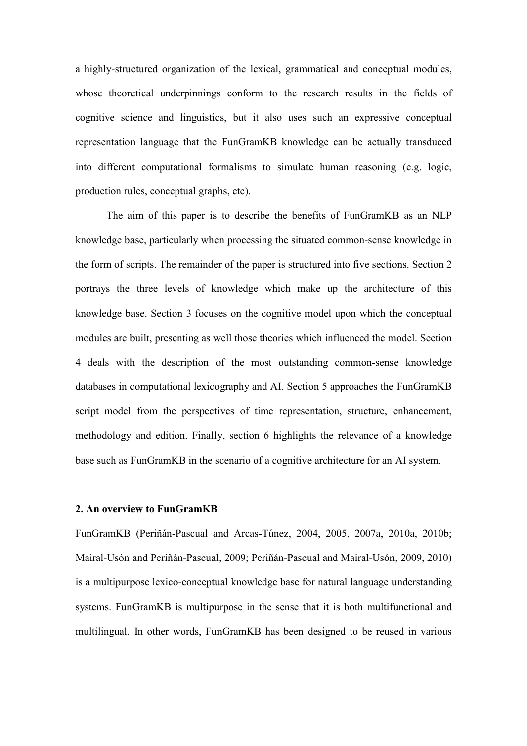a highly-structured organization of the lexical, grammatical and conceptual modules, whose theoretical underpinnings conform to the research results in the fields of cognitive science and linguistics, but it also uses such an expressive conceptual representation language that the FunGramKB knowledge can be actually transduced into different computational formalisms to simulate human reasoning (e.g. logic, production rules, conceptual graphs, etc).

The aim of this paper is to describe the benefits of FunGramKB as an NLP knowledge base, particularly when processing the situated common-sense knowledge in the form of scripts. The remainder of the paper is structured into five sections. Section 2 portrays the three levels of knowledge which make up the architecture of this knowledge base. Section 3 focuses on the cognitive model upon which the conceptual modules are built, presenting as well those theories which influenced the model. Section 4 deals with the description of the most outstanding common-sense knowledge databases in computational lexicography and AI. Section 5 approaches the FunGramKB script model from the perspectives of time representation, structure, enhancement, methodology and edition. Finally, section 6 highlights the relevance of a knowledge base such as FunGramKB in the scenario of a cognitive architecture for an AI system.

## 2. An overview to FunGramKB

FunGramKB (Periñán-Pascual and Arcas-Túnez, 2004, 2005, 2007a, 2010a, 2010b; Mairal-Usón and Periñán-Pascual, 2009; Periñán-Pascual and Mairal-Usón, 2009, 2010) is a multipurpose lexico-conceptual knowledge base for natural language understanding systems. FunGramKB is multipurpose in the sense that it is both multifunctional and multilingual. In other words, FunGramKB has been designed to be reused in various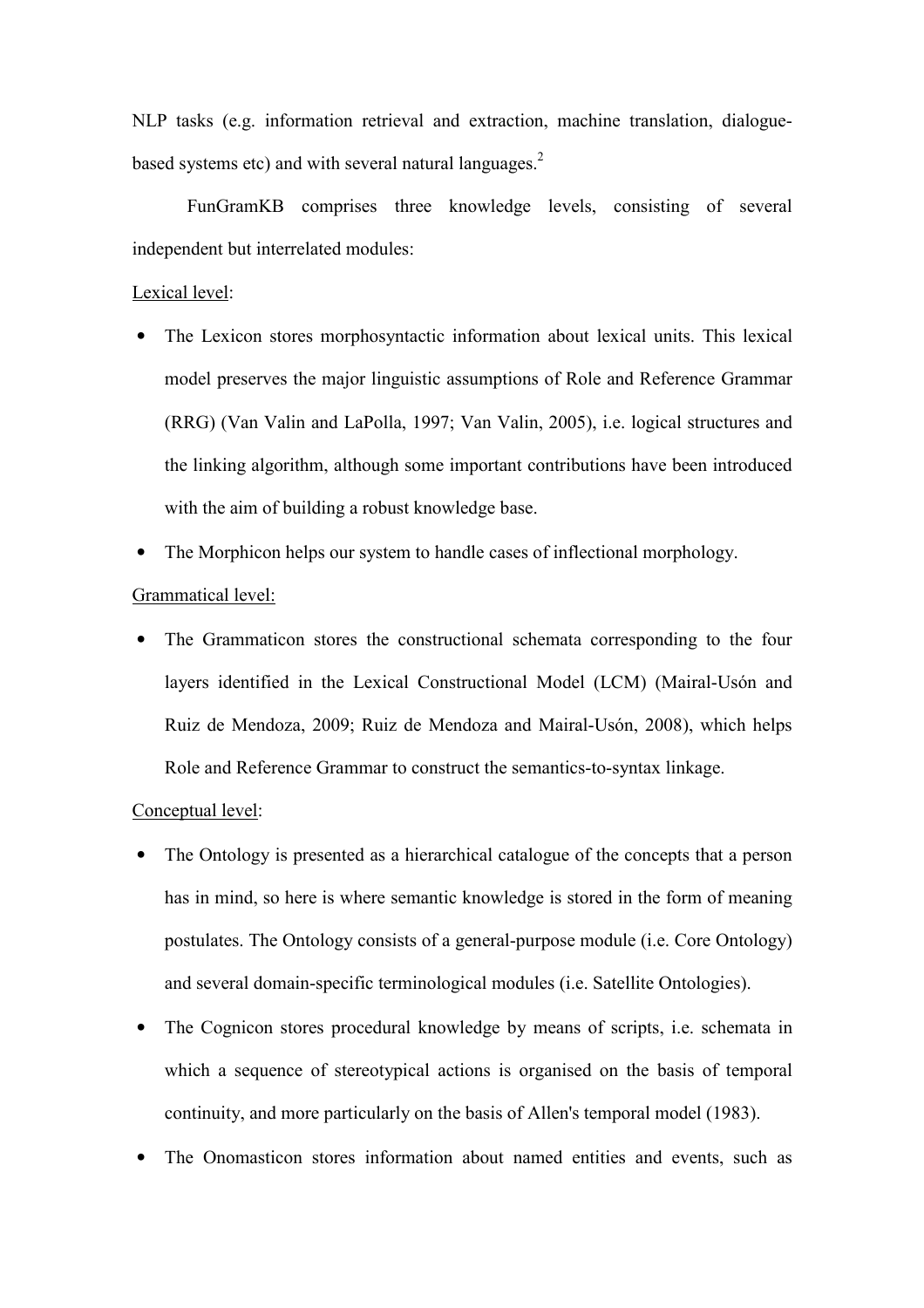NLP tasks (e.g. information retrieval and extraction, machine translation, dialogue-based systems etc) and with several natural languages.[2]

FunGramKB comprises three knowledge levels, consisting of several independent but interrelated modules:

Lexical level:

- The Lexicon stores morphosyntactic information about lexical units. This lexical model preserves the major linguistic assumptions of Role and Reference Grammar (RRG) (Van Valin and LaPolla, 1997; Van Valin, 2005), i.e. logical structures and the linking algorithm, although some important contributions have been introduced with the aim of building a robust knowledge base.
- The Morphicon helps our system to handle cases of inflectional morphology.

Grammatical level:

- The Grammaticon stores the constructional schemata corresponding to the four layers identified in the Lexical Constructional Model (LCM) (Mairal-Usón and Ruiz de Mendoza, 2009; Ruiz de Mendoza and Mairal-Usón, 2008), which helps Role and Reference Grammar to construct the semantics-to-syntax linkage.

Conceptual level:

- The Ontology is presented as a hierarchical catalogue of the concepts that a person has in mind, so here is where semantic knowledge is stored in the form of meaning postulates. The Ontology consists of a general-purpose module (i.e. Core Ontology) and several domain-specific terminological modules (i.e. Satellite Ontologies).
- The Cognicon stores procedural knowledge by means of scripts, i.e. schemata in which a sequence of stereotypical actions is organised on the basis of temporal continuity, and more particularly on the basis of Allen's temporal model (1983).
- The Onomasticon stores information about named entities and events, such as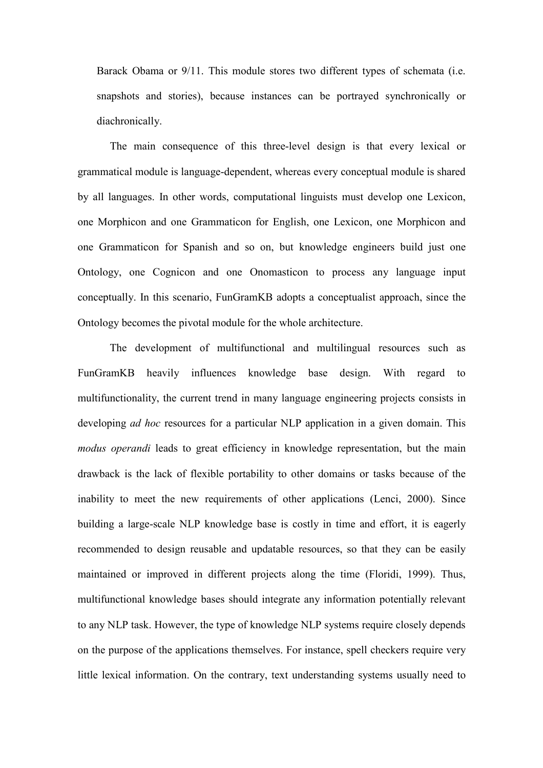Barack Obama or 9/11. This module stores two different types of schemata (i.e. snapshots and stories), because instances can be portrayed synchronically or diachronically.

The main consequence of this three-level design is that every lexical or grammatical module is language-dependent, whereas every conceptual module is shared by all languages. In other words, computational linguists must develop one Lexicon, one Morphicon and one Grammaticon for English, one Lexicon, one Morphicon and one Grammaticon for Spanish and so on, but knowledge engineers build just one Ontology, one Cognicon and one Onomasticon to process any language input conceptually. In this scenario, FunGramKB adopts a conceptualist approach, since the Ontology becomes the pivotal module for the whole architecture.

The development of multifunctional and multilingual resources such as FunGramKB heavily influences knowledge base design. With regard to multifunctionality, the current trend in many language engineering projects consists in developing *ad hoc* resources for a particular NLP application in a given domain. This *modus operandi* leads to great efficiency in knowledge representation, but the main drawback is the lack of flexible portability to other domains or tasks because of the inability to meet the new requirements of other applications (Lenci, 2000). Since building a large-scale NLP knowledge base is costly in time and effort, it is eagerly recommended to design reusable and updatable resources, so that they can be easily maintained or improved in different projects along the time (Floridi, 1999). Thus, multifunctional knowledge bases should integrate any information potentially relevant to any NLP task. However, the type of knowledge NLP systems require closely depends on the purpose of the applications themselves. For instance, spell checkers require very little lexical information. On the contrary, text understanding systems usually need to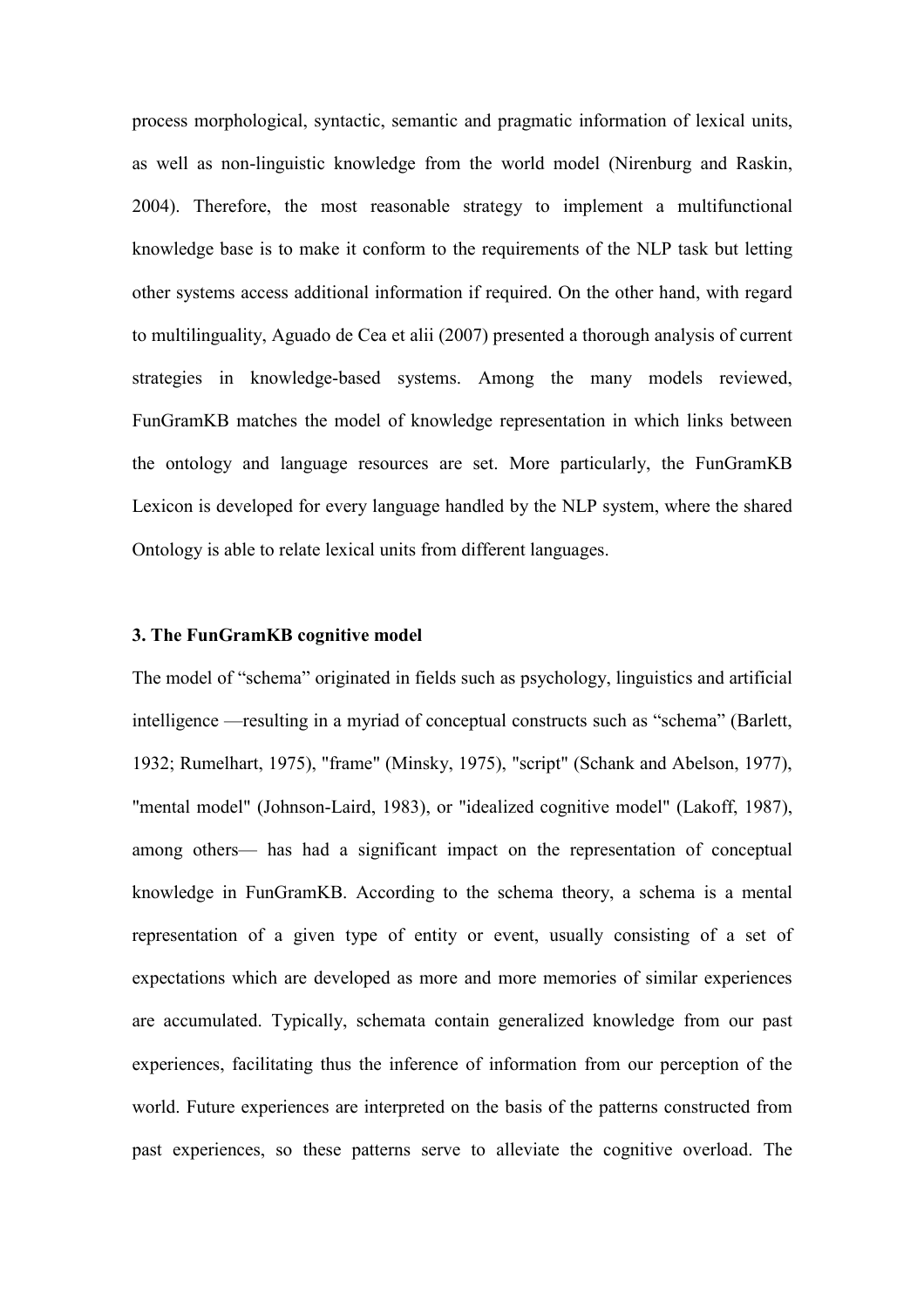process morphological, syntactic, semantic and pragmatic information of lexical units, as well as non-linguistic knowledge from the world model (Nirenburg and Raskin, 2004). Therefore, the most reasonable strategy to implement a multifunctional knowledge base is to make it conform to the requirements of the NLP task but letting other systems access additional information if required. On the other hand, with regard to multilinguality, Aguado de Cea et alii (2007) presented a thorough analysis of current strategies in knowledge-based systems. Among the many models reviewed, FunGramKB matches the model of knowledge representation in which links between the ontology and language resources are set. More particularly, the FunGramKB Lexicon is developed for every language handled by the NLP system, where the shared Ontology is able to relate lexical units from different languages.

### 3. The FunGramKB cognitive model

The model of "schema" originated in fields such as psychology, linguistics and artificial intelligence —resulting in a myriad of conceptual constructs such as "schema" (Barlett, 1932; Rumelhart, 1975), "frame" (Minsky, 1975), "script" (Schank and Abelson, 1977), "mental model" (Johnson-Laird, 1983), or "idealized cognitive model" (Lakoff, 1987), among others— has had a significant impact on the representation of conceptual knowledge in FunGramKB. According to the schema theory, a schema is a mental representation of a given type of entity or event, usually consisting of a set of expectations which are developed as more and more memories of similar experiences are accumulated. Typically, schemata contain generalized knowledge from our past experiences, facilitating thus the inference of information from our perception of the world. Future experiences are interpreted on the basis of the patterns constructed from past experiences, so these patterns serve to alleviate the cognitive overload. The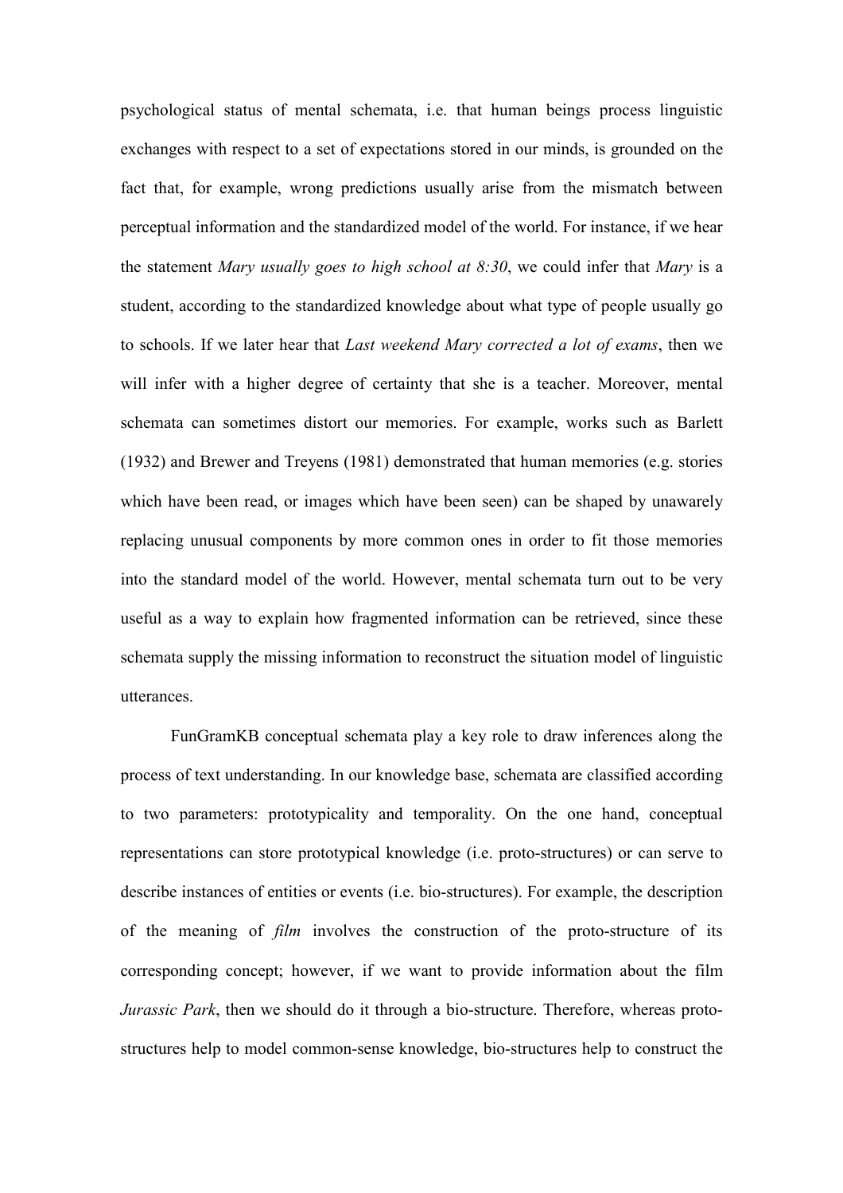psychological status of mental schemata, i.e. that human beings process linguistic exchanges with respect to a set of expectations stored in our minds, is grounded on the fact that, for example, wrong predictions usually arise from the mismatch between perceptual information and the standardized model of the world. For instance, if we hear the statement *Mary usually goes to high school at 8:30*, we could infer that *Mary* is a student, according to the standardized knowledge about what type of people usually go to schools. If we later hear that *Last weekend Mary corrected a lot of exams*, then we will infer with a higher degree of certainty that she is a teacher. Moreover, mental schemata can sometimes distort our memories. For example, works such as Barlett (1932) and Brewer and Treyens (1981) demonstrated that human memories (e.g. stories which have been read, or images which have been seen) can be shaped by unawarely replacing unusual components by more common ones in order to fit those memories into the standard model of the world. However, mental schemata turn out to be very useful as a way to explain how fragmented information can be retrieved, since these schemata supply the missing information to reconstruct the situation model of linguistic utterances.

FunGramKB conceptual schemata play a key role to draw inferences along the process of text understanding. In our knowledge base, schemata are classified according to two parameters: prototypicality and temporality. On the one hand, conceptual representations can store prototypical knowledge (i.e. proto-structures) or can serve to describe instances of entities or events (i.e. bio-structures). For example, the description of the meaning of *film* involves the construction of the proto-structure of its corresponding concept; however, if we want to provide information about the film *Jurassic Park*, then we should do it through a bio-structure. Therefore, whereas proto-structures help to model common-sense knowledge, bio-structures help to construct the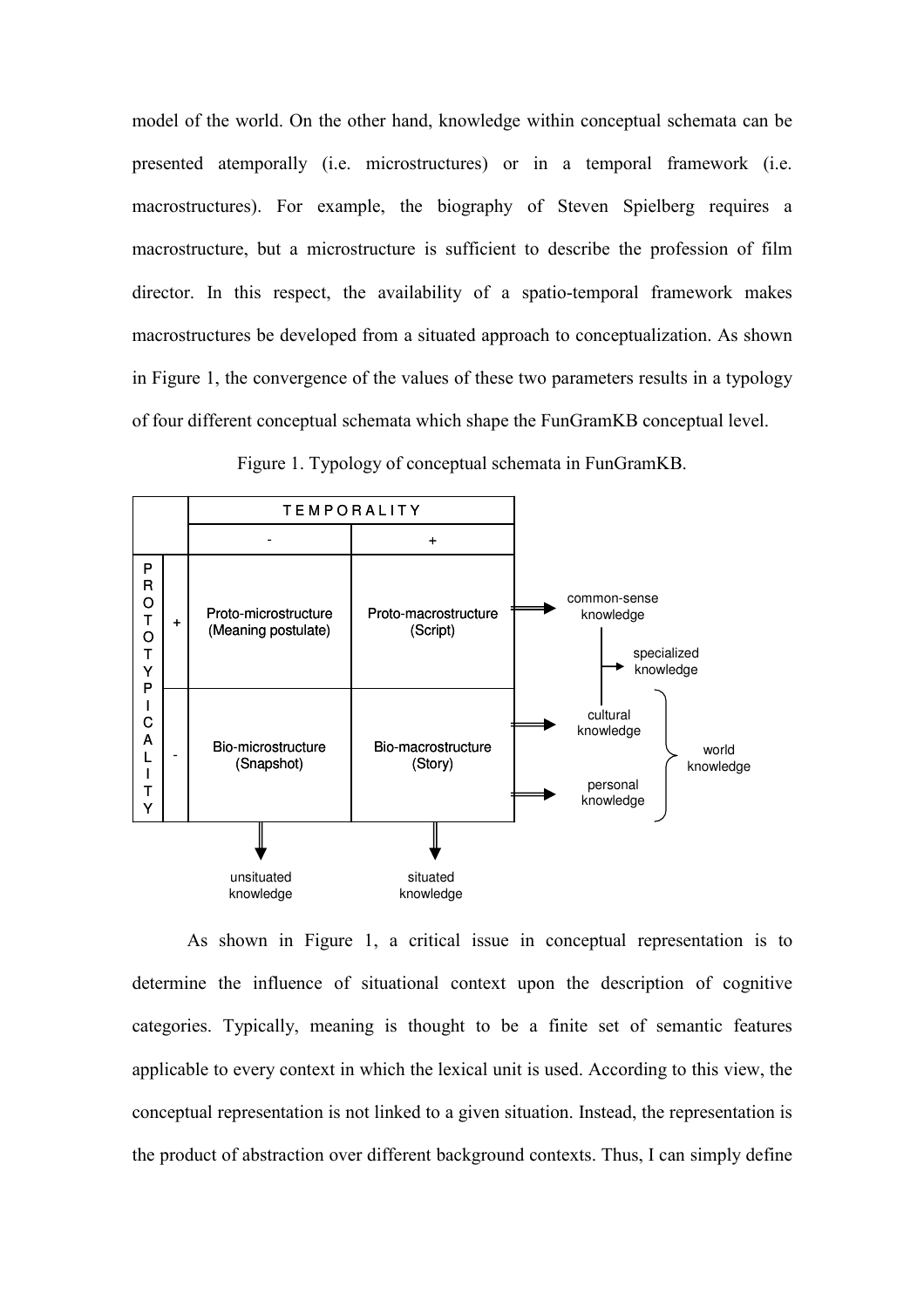model of the world. On the other hand, knowledge within conceptual schemata can be presented atemporally (i.e. microstructures) or in a temporal framework (i.e. macrostructures). For example, the biography of Steven Spielberg requires a macrostructure, but a microstructure is sufficient to describe the profession of film director. In this respect, the availability of a spatio-temporal framework makes macrostructures be developed from a situated approach to conceptualization. As shown in Figure 1, the convergence of the values of these two parameters results in a typology of four different conceptual schemata which shape the FunGramKB conceptual level.

Figure 1. Typology of conceptual schemata in FunGramKB.

| | | TEMPORALITY | |
|---|---|---|---|
| | | - | + |
| PROTOTYPICALITY | + | Proto-microstructure (Meaning postulate) | Proto-macrostructure (Script) |
| | - | Bio-microstructure (Snapshot) | Bio-macrostructure (Story) |
| | | unsituated knowledge | situated knowledge |

Proto-macrostructure row → common-sense knowledge → specialized knowledge

Bio-microstructure / Bio-macrostructure rows → cultural knowledge, personal knowledge } world knowledge

As shown in Figure 1, a critical issue in conceptual representation is to determine the influence of situational context upon the description of cognitive categories. Typically, meaning is thought to be a finite set of semantic features applicable to every context in which the lexical unit is used. According to this view, the conceptual representation is not linked to a given situation. Instead, the representation is the product of abstraction over different background contexts. Thus, I can simply define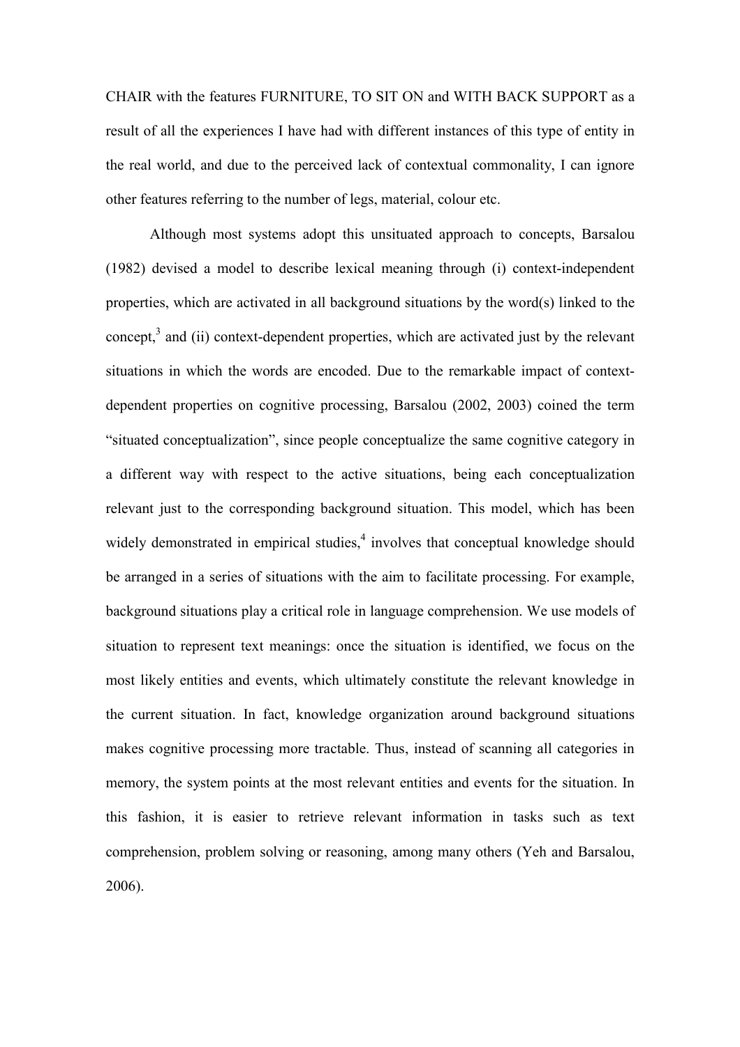CHAIR with the features FURNITURE, TO SIT ON and WITH BACK SUPPORT as a result of all the experiences I have had with different instances of this type of entity in the real world, and due to the perceived lack of contextual commonality, I can ignore other features referring to the number of legs, material, colour etc.

Although most systems adopt this unsituated approach to concepts, Barsalou (1982) devised a model to describe lexical meaning through (i) context-independent properties, which are activated in all background situations by the word(s) linked to the concept,[3] and (ii) context-dependent properties, which are activated just by the relevant situations in which the words are encoded. Due to the remarkable impact of context-dependent properties on cognitive processing, Barsalou (2002, 2003) coined the term "situated conceptualization", since people conceptualize the same cognitive category in a different way with respect to the active situations, being each conceptualization relevant just to the corresponding background situation. This model, which has been widely demonstrated in empirical studies,[4] involves that conceptual knowledge should be arranged in a series of situations with the aim to facilitate processing. For example, background situations play a critical role in language comprehension. We use models of situation to represent text meanings: once the situation is identified, we focus on the most likely entities and events, which ultimately constitute the relevant knowledge in the current situation. In fact, knowledge organization around background situations makes cognitive processing more tractable. Thus, instead of scanning all categories in memory, the system points at the most relevant entities and events for the situation. In this fashion, it is easier to retrieve relevant information in tasks such as text comprehension, problem solving or reasoning, among many others (Yeh and Barsalou, 2006).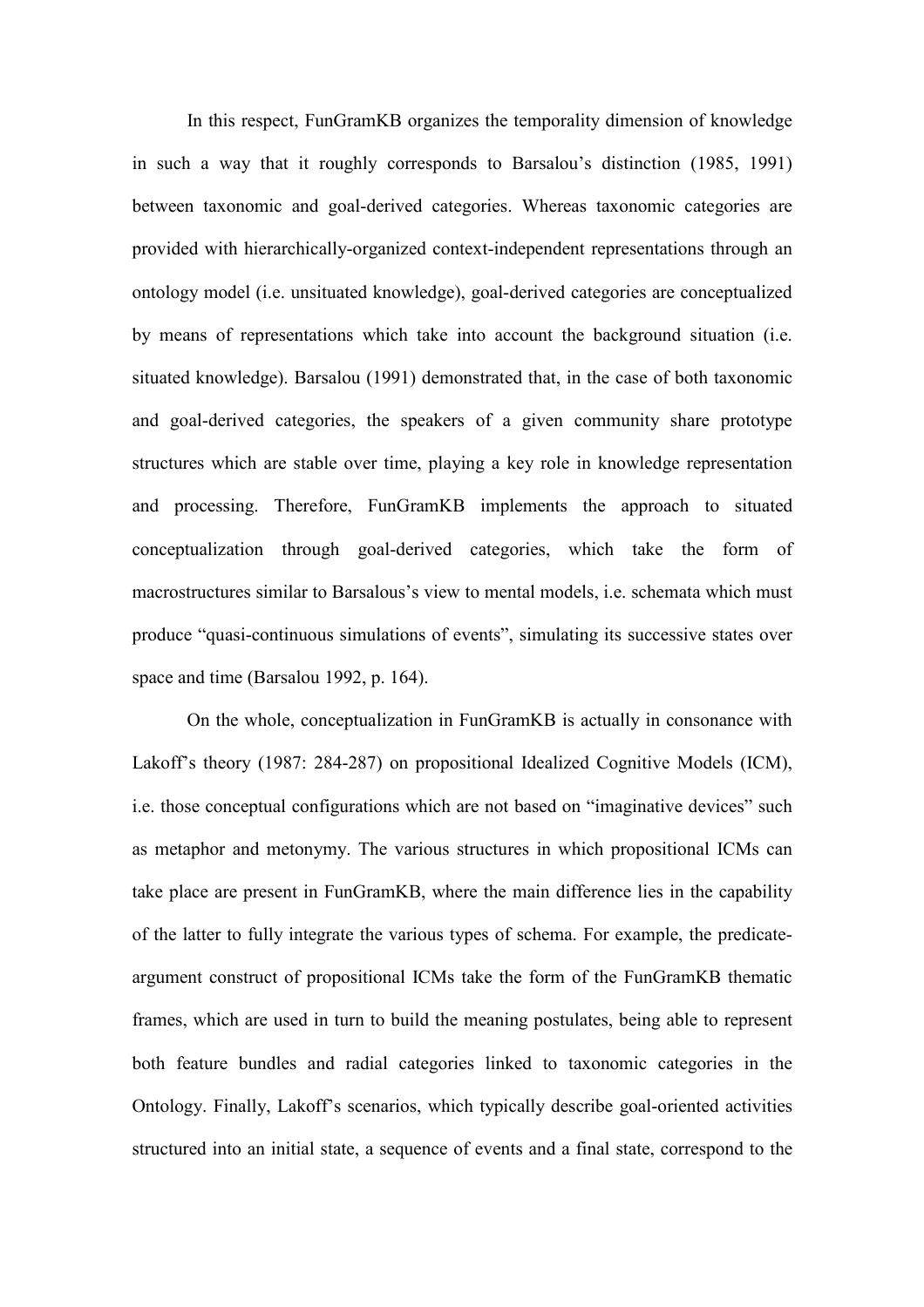In this respect, FunGramKB organizes the temporality dimension of knowledge in such a way that it roughly corresponds to Barsalou's distinction (1985, 1991) between taxonomic and goal-derived categories. Whereas taxonomic categories are provided with hierarchically-organized context-independent representations through an ontology model (i.e. unsituated knowledge), goal-derived categories are conceptualized by means of representations which take into account the background situation (i.e. situated knowledge). Barsalou (1991) demonstrated that, in the case of both taxonomic and goal-derived categories, the speakers of a given community share prototype structures which are stable over time, playing a key role in knowledge representation and processing. Therefore, FunGramKB implements the approach to situated conceptualization through goal-derived categories, which take the form of macrostructures similar to Barsalous's view to mental models, i.e. schemata which must produce "quasi-continuous simulations of events", simulating its successive states over space and time (Barsalou 1992, p. 164).

On the whole, conceptualization in FunGramKB is actually in consonance with Lakoff's theory (1987: 284-287) on propositional Idealized Cognitive Models (ICM), i.e. those conceptual configurations which are not based on "imaginative devices" such as metaphor and metonymy. The various structures in which propositional ICMs can take place are present in FunGramKB, where the main difference lies in the capability of the latter to fully integrate the various types of schema. For example, the predicate-argument construct of propositional ICMs take the form of the FunGramKB thematic frames, which are used in turn to build the meaning postulates, being able to represent both feature bundles and radial categories linked to taxonomic categories in the Ontology. Finally, Lakoff's scenarios, which typically describe goal-oriented activities structured into an initial state, a sequence of events and a final state, correspond to the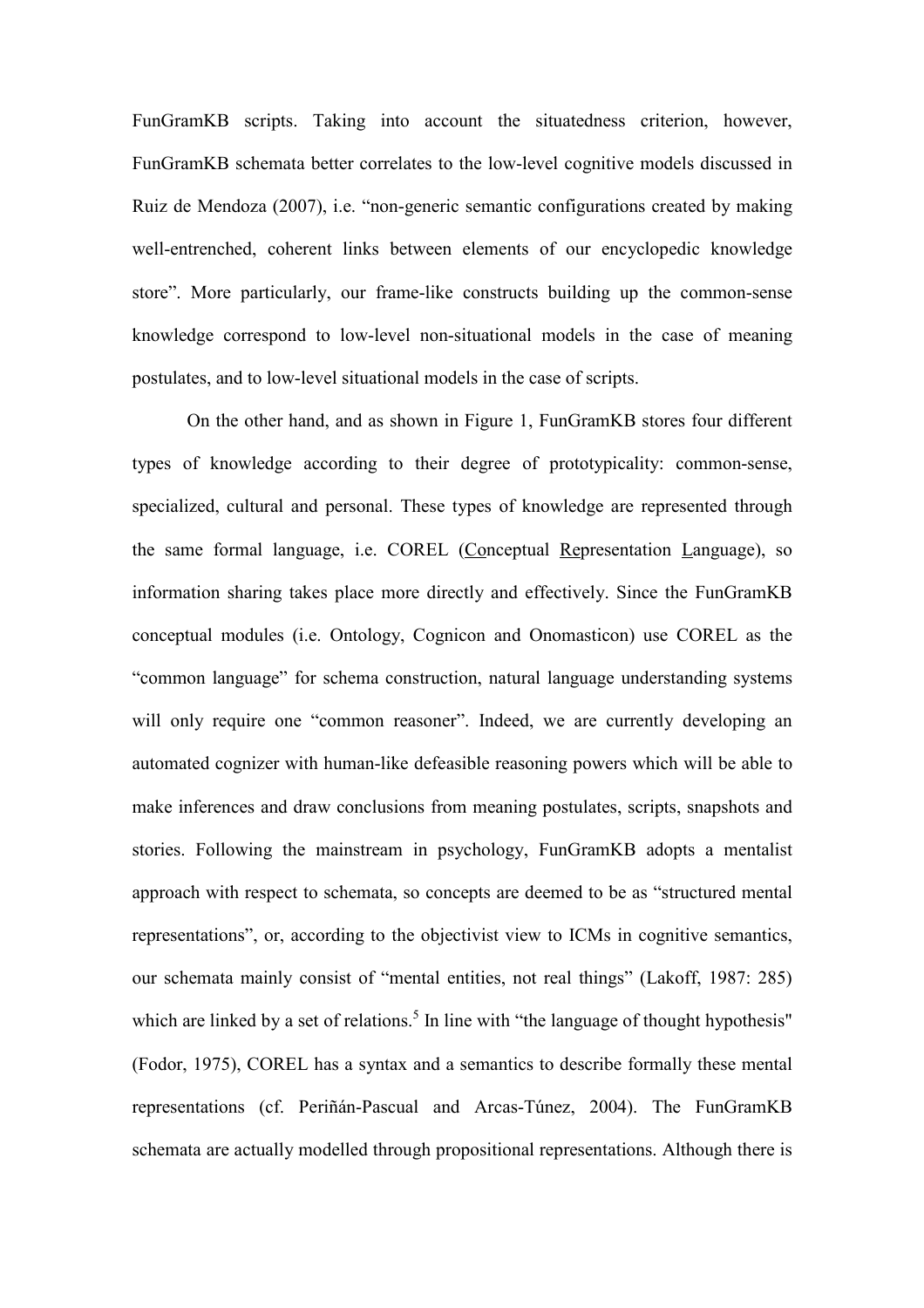FunGramKB scripts. Taking into account the situatedness criterion, however, FunGramKB schemata better correlates to the low-level cognitive models discussed in Ruiz de Mendoza (2007), i.e. "non-generic semantic configurations created by making well-entrenched, coherent links between elements of our encyclopedic knowledge store". More particularly, our frame-like constructs building up the common-sense knowledge correspond to low-level non-situational models in the case of meaning postulates, and to low-level situational models in the case of scripts.

On the other hand, and as shown in Figure 1, FunGramKB stores four different types of knowledge according to their degree of prototypicality: common-sense, specialized, cultural and personal. These types of knowledge are represented through the same formal language, i.e. COREL (Conceptual Representation Language), so information sharing takes place more directly and effectively. Since the FunGramKB conceptual modules (i.e. Ontology, Cognicon and Onomasticon) use COREL as the "common language" for schema construction, natural language understanding systems will only require one "common reasoner". Indeed, we are currently developing an automated cognizer with human-like defeasible reasoning powers which will be able to make inferences and draw conclusions from meaning postulates, scripts, snapshots and stories. Following the mainstream in psychology, FunGramKB adopts a mentalist approach with respect to schemata, so concepts are deemed to be as "structured mental representations", or, according to the objectivist view to ICMs in cognitive semantics, our schemata mainly consist of "mental entities, not real things" (Lakoff, 1987: 285) which are linked by a set of relations.[5] In line with "the language of thought hypothesis" (Fodor, 1975), COREL has a syntax and a semantics to describe formally these mental representations (cf. Periñán-Pascual and Arcas-Túnez, 2004). The FunGramKB schemata are actually modelled through propositional representations. Although there is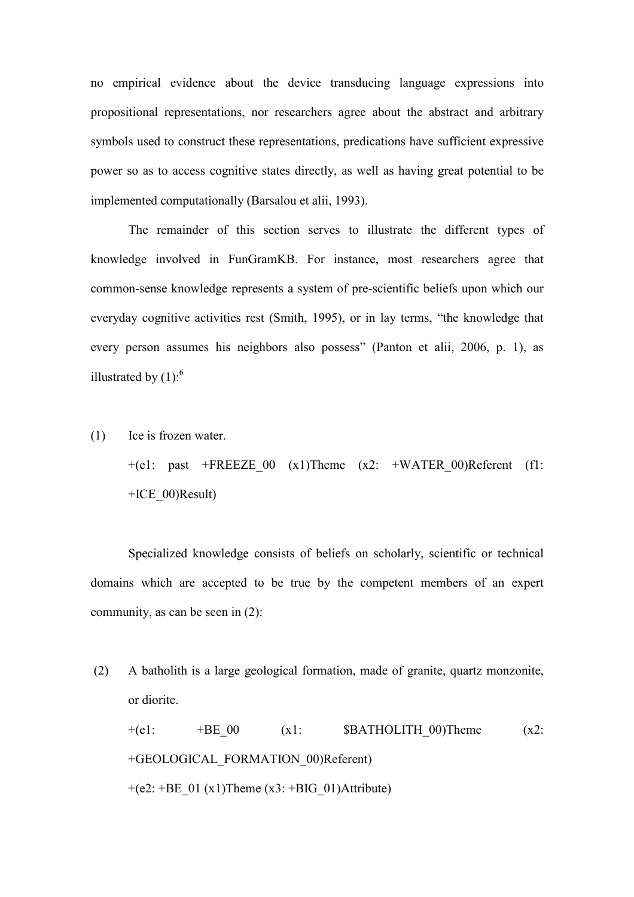no empirical evidence about the device transducing language expressions into propositional representations, nor researchers agree about the abstract and arbitrary symbols used to construct these representations, predications have sufficient expressive power so as to access cognitive states directly, as well as having great potential to be implemented computationally (Barsalou et alii, 1993).

The remainder of this section serves to illustrate the different types of knowledge involved in FunGramKB. For instance, most researchers agree that common-sense knowledge represents a system of pre-scientific beliefs upon which our everyday cognitive activities rest (Smith, 1995), or in lay terms, "the knowledge that every person assumes his neighbors also possess" (Panton et alii, 2006, p. 1), as illustrated by (1):[6]

(1) Ice is frozen water.

+(e1: past +FREEZE_00 (x1)Theme (x2: +WATER_00)Referent (f1: +ICE_00)Result)

Specialized knowledge consists of beliefs on scholarly, scientific or technical domains which are accepted to be true by the competent members of an expert community, as can be seen in (2):

(2) A batholith is a large geological formation, made of granite, quartz monzonite, or diorite.

+(e1: +BE_00 (x1: $BATHOLITH_00)Theme (x2: +GEOLOGICAL_FORMATION_00)Referent)

+(e2: +BE_01 (x1)Theme (x3: +BIG_01)Attribute)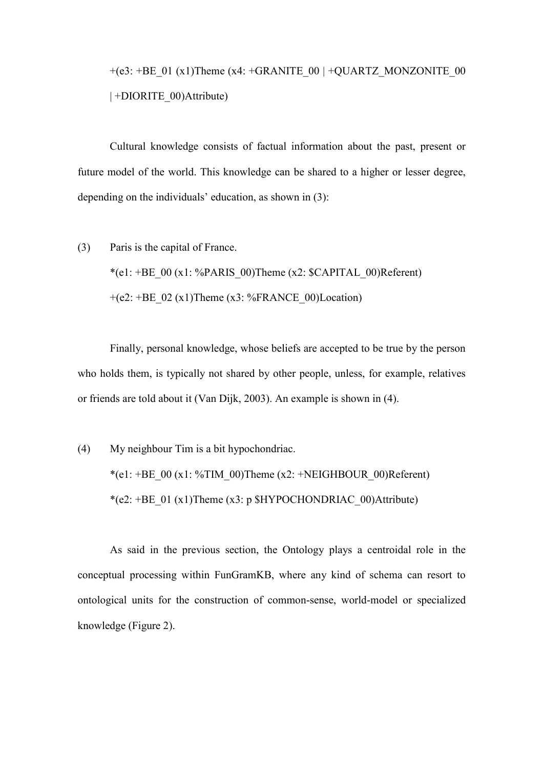+(e3: +BE_01 (x1)Theme (x4: +GRANITE_00 | +QUARTZ_MONZONITE_00 | +DIORITE_00)Attribute)

Cultural knowledge consists of factual information about the past, present or future model of the world. This knowledge can be shared to a higher or lesser degree, depending on the individuals' education, as shown in (3):

(3) Paris is the capital of France.

*(e1: +BE_00 (x1: %PARIS_00)Theme (x2: $CAPITAL_00)Referent)

+(e2: +BE_02 (x1)Theme (x3: %FRANCE_00)Location)

Finally, personal knowledge, whose beliefs are accepted to be true by the person who holds them, is typically not shared by other people, unless, for example, relatives or friends are told about it (Van Dijk, 2003). An example is shown in (4).

(4) My neighbour Tim is a bit hypochondriac.

*(e1: +BE_00 (x1: %TIM_00)Theme (x2: +NEIGHBOUR_00)Referent)

*(e2: +BE_01 (x1)Theme (x3: p $HYPOCHONDRIAC_00)Attribute)

As said in the previous section, the Ontology plays a centroidal role in the conceptual processing within FunGramKB, where any kind of schema can resort to ontological units for the construction of common-sense, world-model or specialized knowledge (Figure 2).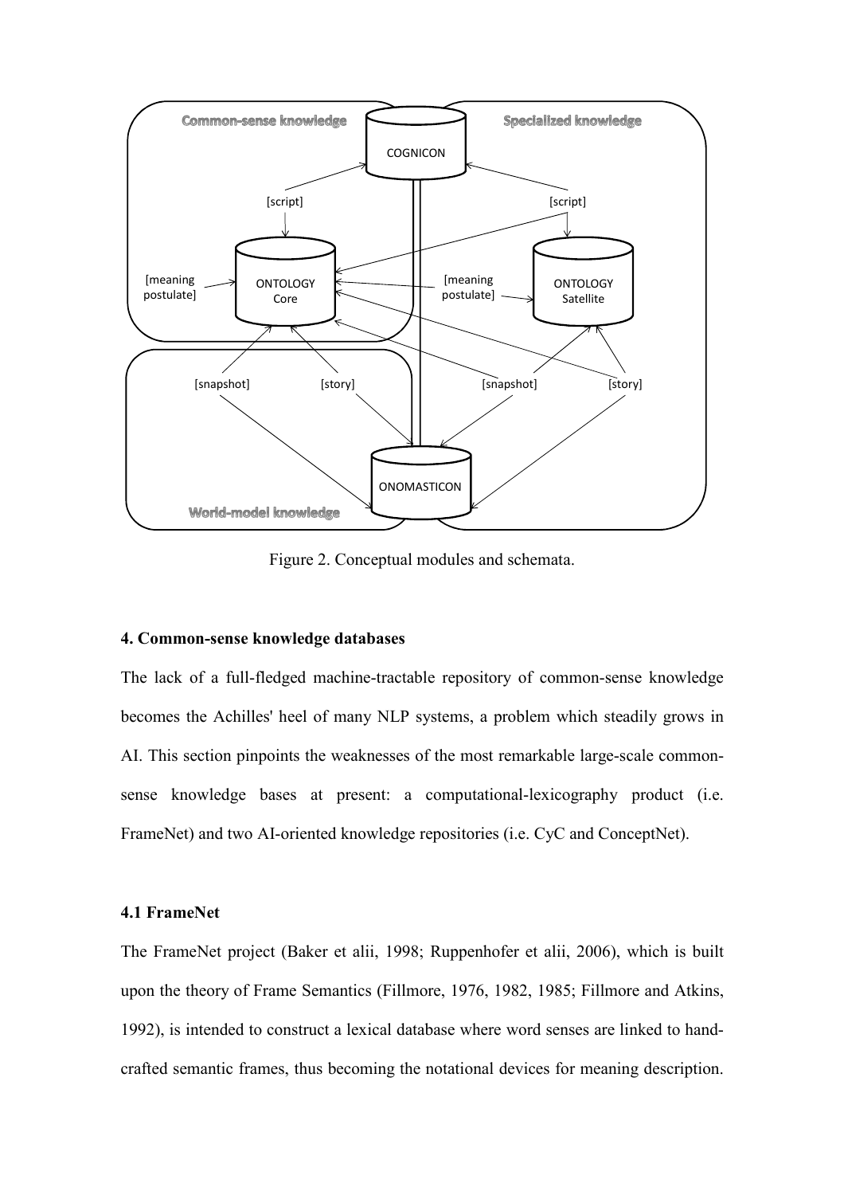Figure 2. Conceptual modules and schemata.

### 4. Common-sense knowledge databases

The lack of a full-fledged machine-tractable repository of common-sense knowledge becomes the Achilles' heel of many NLP systems, a problem which steadily grows in AI. This section pinpoints the weaknesses of the most remarkable large-scale common-sense knowledge bases at present: a computational-lexicography product (i.e. FrameNet) and two AI-oriented knowledge repositories (i.e. CyC and ConceptNet).

#### 4.1 FrameNet

The FrameNet project (Baker et alii, 1998; Ruppenhofer et alii, 2006), which is built upon the theory of Frame Semantics (Fillmore, 1976, 1982, 1985; Fillmore and Atkins, 1992), is intended to construct a lexical database where word senses are linked to hand-crafted semantic frames, thus becoming the notational devices for meaning description.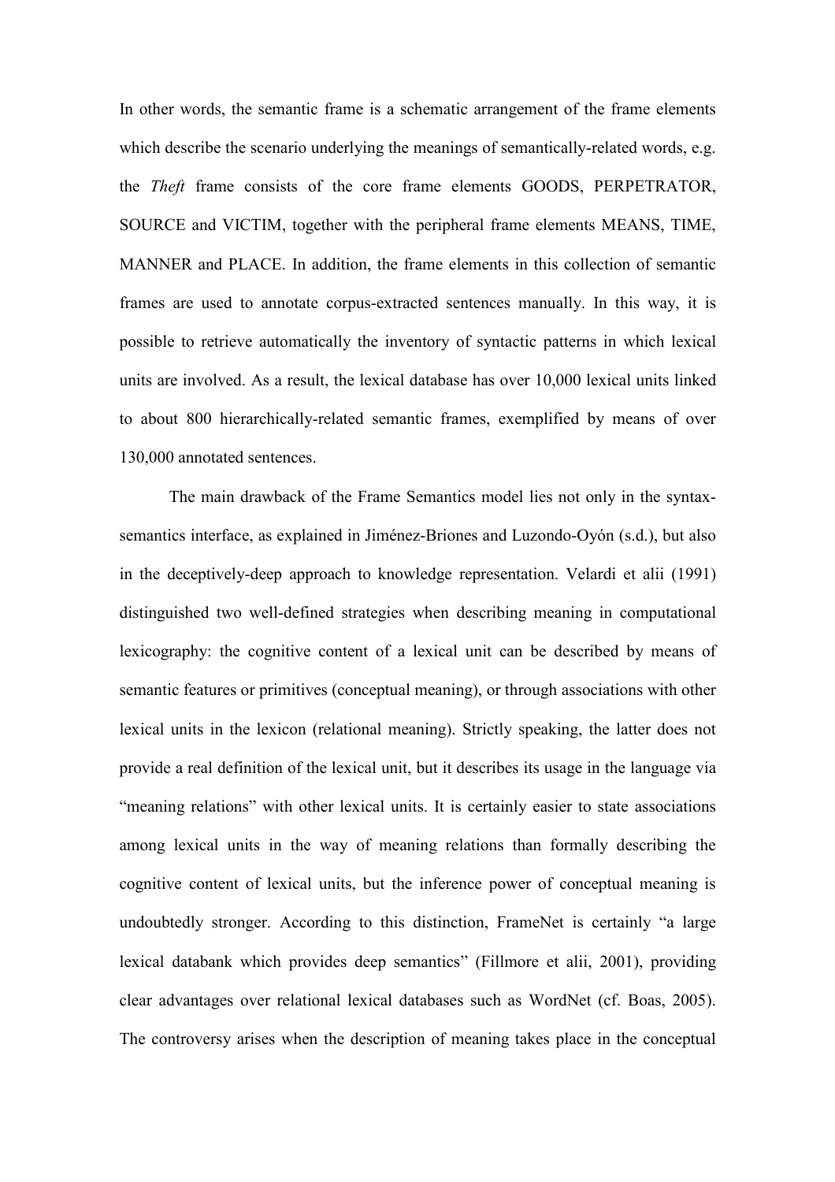In other words, the semantic frame is a schematic arrangement of the frame elements which describe the scenario underlying the meanings of semantically-related words, e.g. the *Theft* frame consists of the core frame elements GOODS, PERPETRATOR, SOURCE and VICTIM, together with the peripheral frame elements MEANS, TIME, MANNER and PLACE. In addition, the frame elements in this collection of semantic frames are used to annotate corpus-extracted sentences manually. In this way, it is possible to retrieve automatically the inventory of syntactic patterns in which lexical units are involved. As a result, the lexical database has over 10,000 lexical units linked to about 800 hierarchically-related semantic frames, exemplified by means of over 130,000 annotated sentences.

The main drawback of the Frame Semantics model lies not only in the syntax-semantics interface, as explained in Jiménez-Briones and Luzondo-Oyón (s.d.), but also in the deceptively-deep approach to knowledge representation. Velardi et alii (1991) distinguished two well-defined strategies when describing meaning in computational lexicography: the cognitive content of a lexical unit can be described by means of semantic features or primitives (conceptual meaning), or through associations with other lexical units in the lexicon (relational meaning). Strictly speaking, the latter does not provide a real definition of the lexical unit, but it describes its usage in the language via "meaning relations" with other lexical units. It is certainly easier to state associations among lexical units in the way of meaning relations than formally describing the cognitive content of lexical units, but the inference power of conceptual meaning is undoubtedly stronger. According to this distinction, FrameNet is certainly "a large lexical databank which provides deep semantics" (Fillmore et alii, 2001), providing clear advantages over relational lexical databases such as WordNet (cf. Boas, 2005). The controversy arises when the description of meaning takes place in the conceptual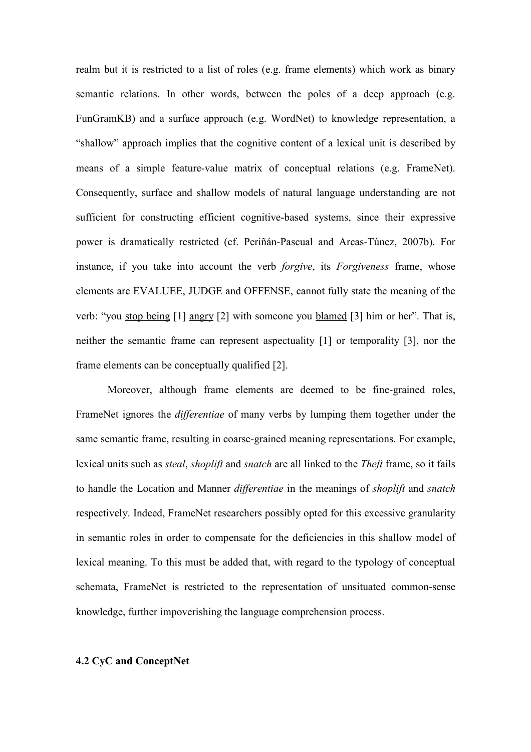realm but it is restricted to a list of roles (e.g. frame elements) which work as binary semantic relations. In other words, between the poles of a deep approach (e.g. FunGramKB) and a surface approach (e.g. WordNet) to knowledge representation, a "shallow" approach implies that the cognitive content of a lexical unit is described by means of a simple feature-value matrix of conceptual relations (e.g. FrameNet). Consequently, surface and shallow models of natural language understanding are not sufficient for constructing efficient cognitive-based systems, since their expressive power is dramatically restricted (cf. Periñán-Pascual and Arcas-Túnez, 2007b). For instance, if you take into account the verb *forgive*, its *Forgiveness* frame, whose elements are EVALUEE, JUDGE and OFFENSE, cannot fully state the meaning of the verb: "you <u>stop being</u> [1] <u>angry</u> [2] with someone you <u>blamed</u> [3] him or her". That is, neither the semantic frame can represent aspectuality [1] or temporality [3], nor the frame elements can be conceptually qualified [2].

Moreover, although frame elements are deemed to be fine-grained roles, FrameNet ignores the *differentiae* of many verbs by lumping them together under the same semantic frame, resulting in coarse-grained meaning representations. For example, lexical units such as *steal*, *shoplift* and *snatch* are all linked to the *Theft* frame, so it fails to handle the Location and Manner *differentiae* in the meanings of *shoplift* and *snatch* respectively. Indeed, FrameNet researchers possibly opted for this excessive granularity in semantic roles in order to compensate for the deficiencies in this shallow model of lexical meaning. To this must be added that, with regard to the typology of conceptual schemata, FrameNet is restricted to the representation of unsituated common-sense knowledge, further impoverishing the language comprehension process.

### 4.2 CyC and ConceptNet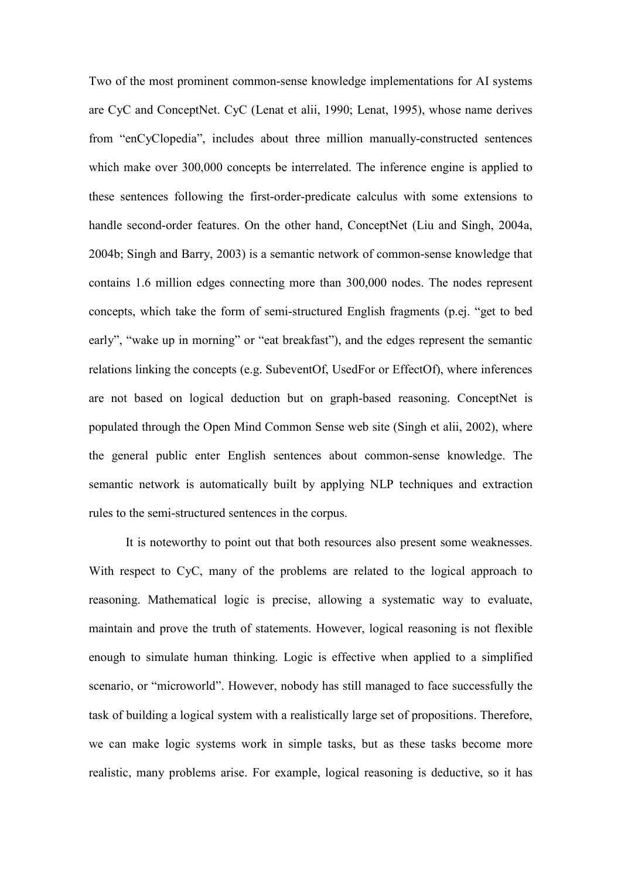Two of the most prominent common-sense knowledge implementations for AI systems are CyC and ConceptNet. CyC (Lenat et alii, 1990; Lenat, 1995), whose name derives from "enCyClopedia", includes about three million manually-constructed sentences which make over 300,000 concepts be interrelated. The inference engine is applied to these sentences following the first-order-predicate calculus with some extensions to handle second-order features. On the other hand, ConceptNet (Liu and Singh, 2004a, 2004b; Singh and Barry, 2003) is a semantic network of common-sense knowledge that contains 1.6 million edges connecting more than 300,000 nodes. The nodes represent concepts, which take the form of semi-structured English fragments (p.ej. "get to bed early", "wake up in morning" or "eat breakfast"), and the edges represent the semantic relations linking the concepts (e.g. SubeventOf, UsedFor or EffectOf), where inferences are not based on logical deduction but on graph-based reasoning. ConceptNet is populated through the Open Mind Common Sense web site (Singh et alii, 2002), where the general public enter English sentences about common-sense knowledge. The semantic network is automatically built by applying NLP techniques and extraction rules to the semi-structured sentences in the corpus.

It is noteworthy to point out that both resources also present some weaknesses. With respect to CyC, many of the problems are related to the logical approach to reasoning. Mathematical logic is precise, allowing a systematic way to evaluate, maintain and prove the truth of statements. However, logical reasoning is not flexible enough to simulate human thinking. Logic is effective when applied to a simplified scenario, or "microworld". However, nobody has still managed to face successfully the task of building a logical system with a realistically large set of propositions. Therefore, we can make logic systems work in simple tasks, but as these tasks become more realistic, many problems arise. For example, logical reasoning is deductive, so it has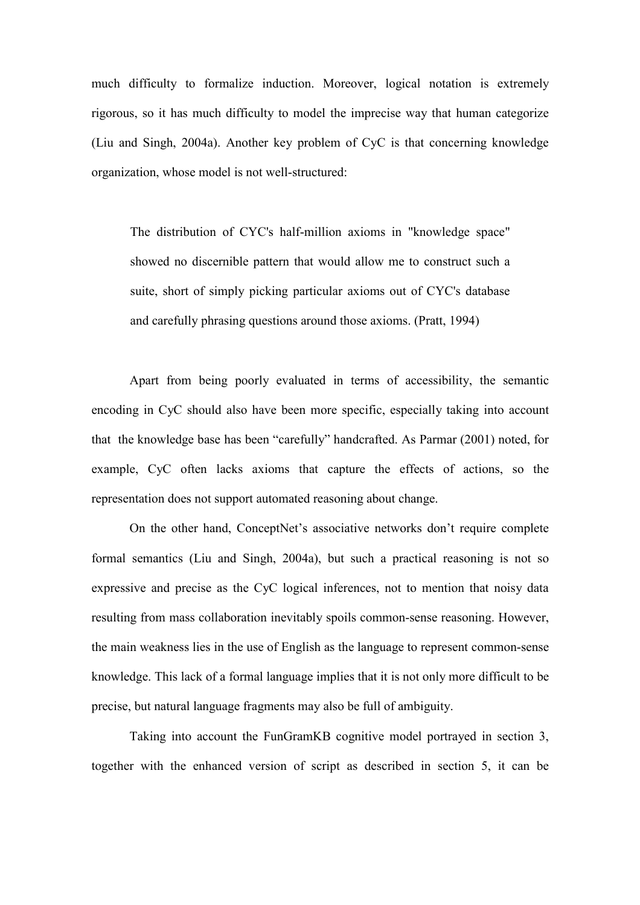much difficulty to formalize induction. Moreover, logical notation is extremely rigorous, so it has much difficulty to model the imprecise way that human categorize (Liu and Singh, 2004a). Another key problem of CyC is that concerning knowledge organization, whose model is not well-structured:

> The distribution of CYC's half-million axioms in "knowledge space" showed no discernible pattern that would allow me to construct such a suite, short of simply picking particular axioms out of CYC's database and carefully phrasing questions around those axioms. (Pratt, 1994)

Apart from being poorly evaluated in terms of accessibility, the semantic encoding in CyC should also have been more specific, especially taking into account that the knowledge base has been "carefully" handcrafted. As Parmar (2001) noted, for example, CyC often lacks axioms that capture the effects of actions, so the representation does not support automated reasoning about change.

On the other hand, ConceptNet's associative networks don't require complete formal semantics (Liu and Singh, 2004a), but such a practical reasoning is not so expressive and precise as the CyC logical inferences, not to mention that noisy data resulting from mass collaboration inevitably spoils common-sense reasoning. However, the main weakness lies in the use of English as the language to represent common-sense knowledge. This lack of a formal language implies that it is not only more difficult to be precise, but natural language fragments may also be full of ambiguity.

Taking into account the FunGramKB cognitive model portrayed in section 3, together with the enhanced version of script as described in section 5, it can be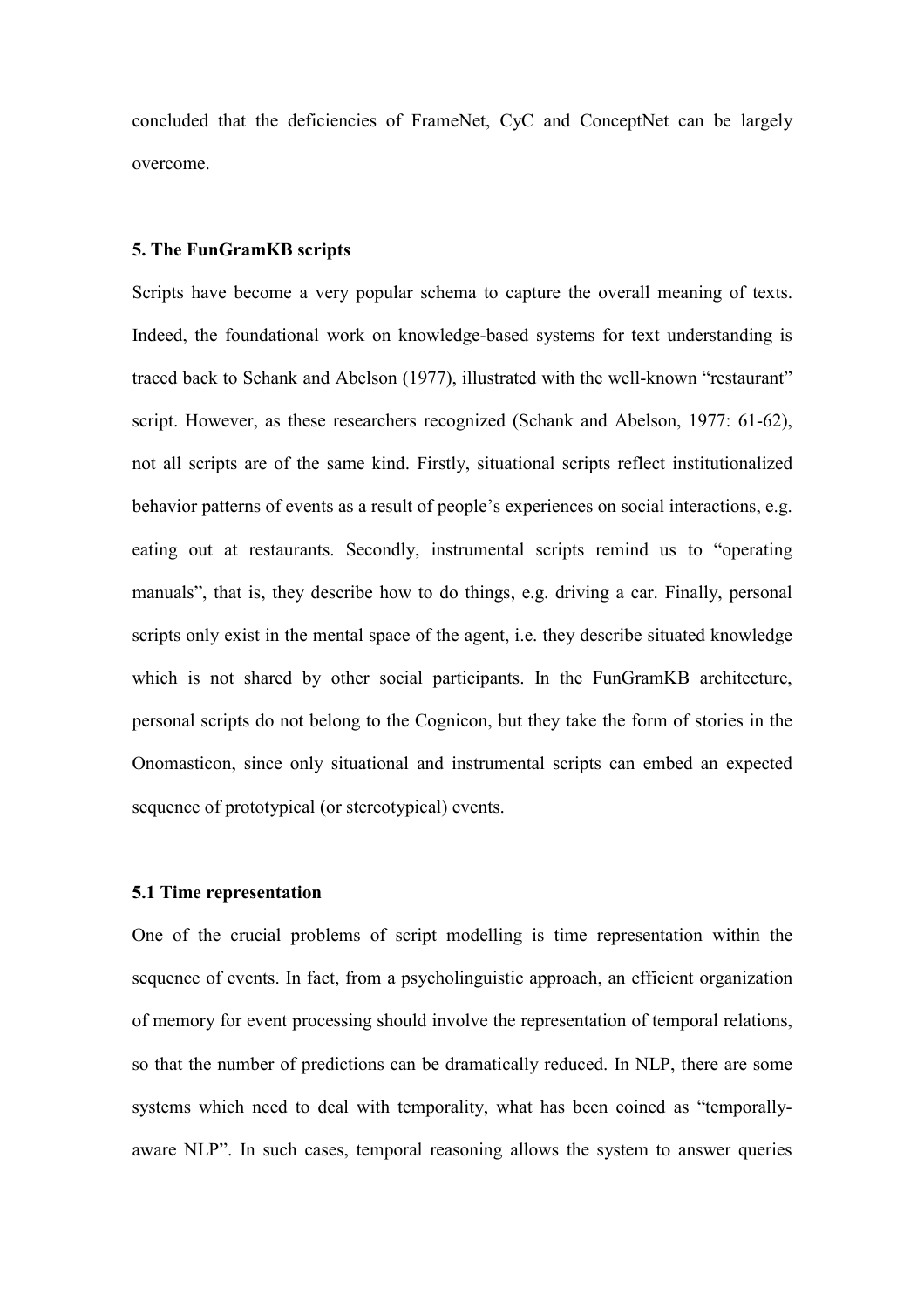concluded that the deficiencies of FrameNet, CyC and ConceptNet can be largely overcome.

## 5. The FunGramKB scripts

Scripts have become a very popular schema to capture the overall meaning of texts. Indeed, the foundational work on knowledge-based systems for text understanding is traced back to Schank and Abelson (1977), illustrated with the well-known "restaurant" script. However, as these researchers recognized (Schank and Abelson, 1977: 61-62), not all scripts are of the same kind. Firstly, situational scripts reflect institutionalized behavior patterns of events as a result of people's experiences on social interactions, e.g. eating out at restaurants. Secondly, instrumental scripts remind us to "operating manuals", that is, they describe how to do things, e.g. driving a car. Finally, personal scripts only exist in the mental space of the agent, i.e. they describe situated knowledge which is not shared by other social participants. In the FunGramKB architecture, personal scripts do not belong to the Cognicon, but they take the form of stories in the Onomasticon, since only situational and instrumental scripts can embed an expected sequence of prototypical (or stereotypical) events.

### 5.1 Time representation

One of the crucial problems of script modelling is time representation within the sequence of events. In fact, from a psycholinguistic approach, an efficient organization of memory for event processing should involve the representation of temporal relations, so that the number of predictions can be dramatically reduced. In NLP, there are some systems which need to deal with temporality, what has been coined as "temporally-aware NLP". In such cases, temporal reasoning allows the system to answer queries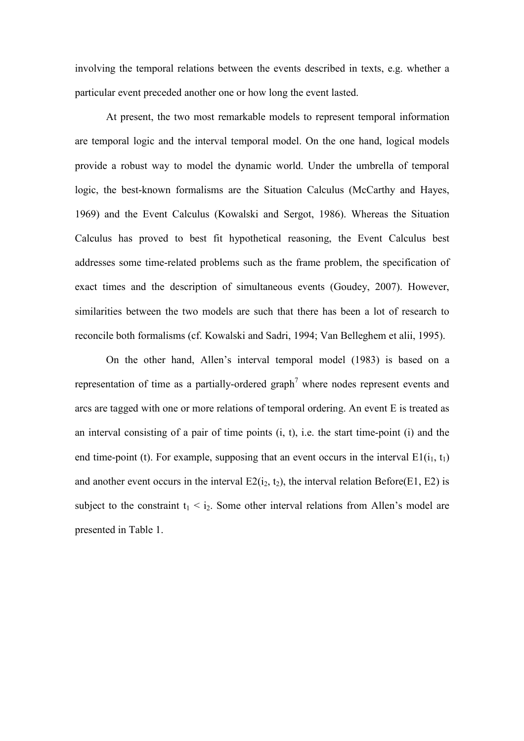involving the temporal relations between the events described in texts, e.g. whether a particular event preceded another one or how long the event lasted.

At present, the two most remarkable models to represent temporal information are temporal logic and the interval temporal model. On the one hand, logical models provide a robust way to model the dynamic world. Under the umbrella of temporal logic, the best-known formalisms are the Situation Calculus (McCarthy and Hayes, 1969) and the Event Calculus (Kowalski and Sergot, 1986). Whereas the Situation Calculus has proved to best fit hypothetical reasoning, the Event Calculus best addresses some time-related problems such as the frame problem, the specification of exact times and the description of simultaneous events (Goudey, 2007). However, similarities between the two models are such that there has been a lot of research to reconcile both formalisms (cf. Kowalski and Sadri, 1994; Van Belleghem et alii, 1995).

On the other hand, Allen's interval temporal model (1983) is based on a representation of time as a partially-ordered graph[7] where nodes represent events and arcs are tagged with one or more relations of temporal ordering. An event E is treated as an interval consisting of a pair of time points (i, t), i.e. the start time-point (i) and the end time-point (t). For example, supposing that an event occurs in the interval E1($i_1$, $t_1$) and another event occurs in the interval E2($i_2$, $t_2$), the interval relation Before(E1, E2) is subject to the constraint $t_1 < i_2$. Some other interval relations from Allen's model are presented in Table 1.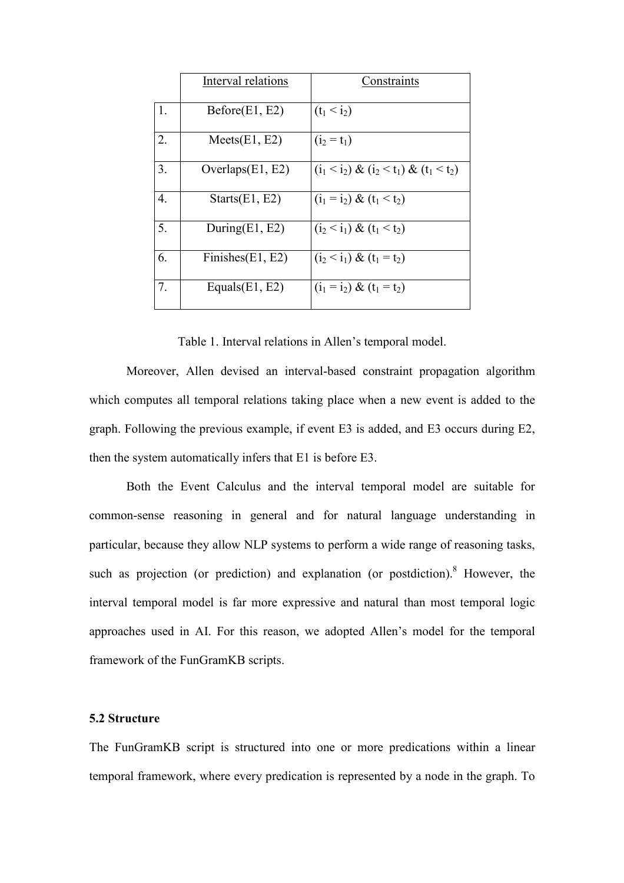|  | Interval relations | Constraints |
| --- | --- | --- |
| 1. | Before(E1, E2) | $(t_1 < i_2)$ |
| 2. | Meets(E1, E2) | $(i_2 = t_1)$ |
| 3. | Overlaps(E1, E2) | $(i_1 < i_2)$ & $(i_2 < t_1)$ & $(t_1 < t_2)$ |
| 4. | Starts(E1, E2) | $(i_1 = i_2)$ & $(t_1 < t_2)$ |
| 5. | During(E1, E2) | $(i_2 < i_1)$ & $(t_1 < t_2)$ |
| 6. | Finishes(E1, E2) | $(i_2 < i_1)$ & $(t_1 = t_2)$ |
| 7. | Equals(E1, E2) | $(i_1 = i_2)$ & $(t_1 = t_2)$ |

Table 1. Interval relations in Allen's temporal model.

Moreover, Allen devised an interval-based constraint propagation algorithm which computes all temporal relations taking place when a new event is added to the graph. Following the previous example, if event E3 is added, and E3 occurs during E2, then the system automatically infers that E1 is before E3.

Both the Event Calculus and the interval temporal model are suitable for common-sense reasoning in general and for natural language understanding in particular, because they allow NLP systems to perform a wide range of reasoning tasks, such as projection (or prediction) and explanation (or postdiction).[8] However, the interval temporal model is far more expressive and natural than most temporal logic approaches used in AI. For this reason, we adopted Allen's model for the temporal framework of the FunGramKB scripts.

### 5.2 Structure

The FunGramKB script is structured into one or more predications within a linear temporal framework, where every predication is represented by a node in the graph. To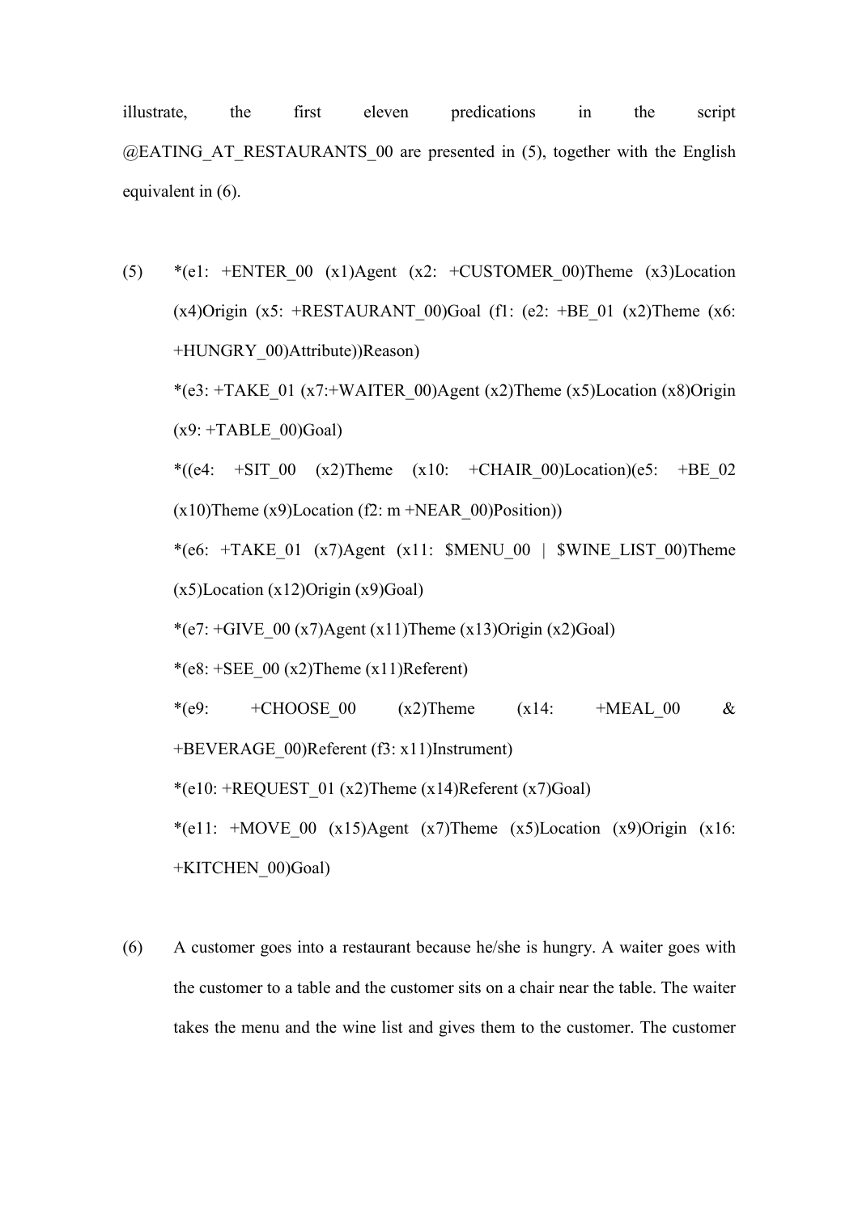illustrate, the first eleven predications in the script @EATING_AT_RESTAURANTS_00 are presented in (5), together with the English equivalent in (6).

(5) *(e1: +ENTER_00 (x1)Agent (x2: +CUSTOMER_00)Theme (x3)Location (x4)Origin (x5: +RESTAURANT_00)Goal (f1: (e2: +BE_01 (x2)Theme (x6: +HUNGRY_00)Attribute))Reason)

*(e3: +TAKE_01 (x7:+WAITER_00)Agent (x2)Theme (x5)Location (x8)Origin (x9: +TABLE_00)Goal)

*((e4: +SIT_00 (x2)Theme (x10: +CHAIR_00)Location)(e5: +BE_02 (x10)Theme (x9)Location (f2: m +NEAR_00)Position))

*(e6: +TAKE_01 (x7)Agent (x11: $MENU_00 | $WINE_LIST_00)Theme (x5)Location (x12)Origin (x9)Goal)

*(e7: +GIVE_00 (x7)Agent (x11)Theme (x13)Origin (x2)Goal)

*(e8: +SEE_00 (x2)Theme (x11)Referent)

*(e9: +CHOOSE_00 (x2)Theme (x14: +MEAL_00 & +BEVERAGE_00)Referent (f3: x11)Instrument)

*(e10: +REQUEST_01 (x2)Theme (x14)Referent (x7)Goal)

*(e11: +MOVE_00 (x15)Agent (x7)Theme (x5)Location (x9)Origin (x16: +KITCHEN_00)Goal)

(6) A customer goes into a restaurant because he/she is hungry. A waiter goes with the customer to a table and the customer sits on a chair near the table. The waiter takes the menu and the wine list and gives them to the customer. The customer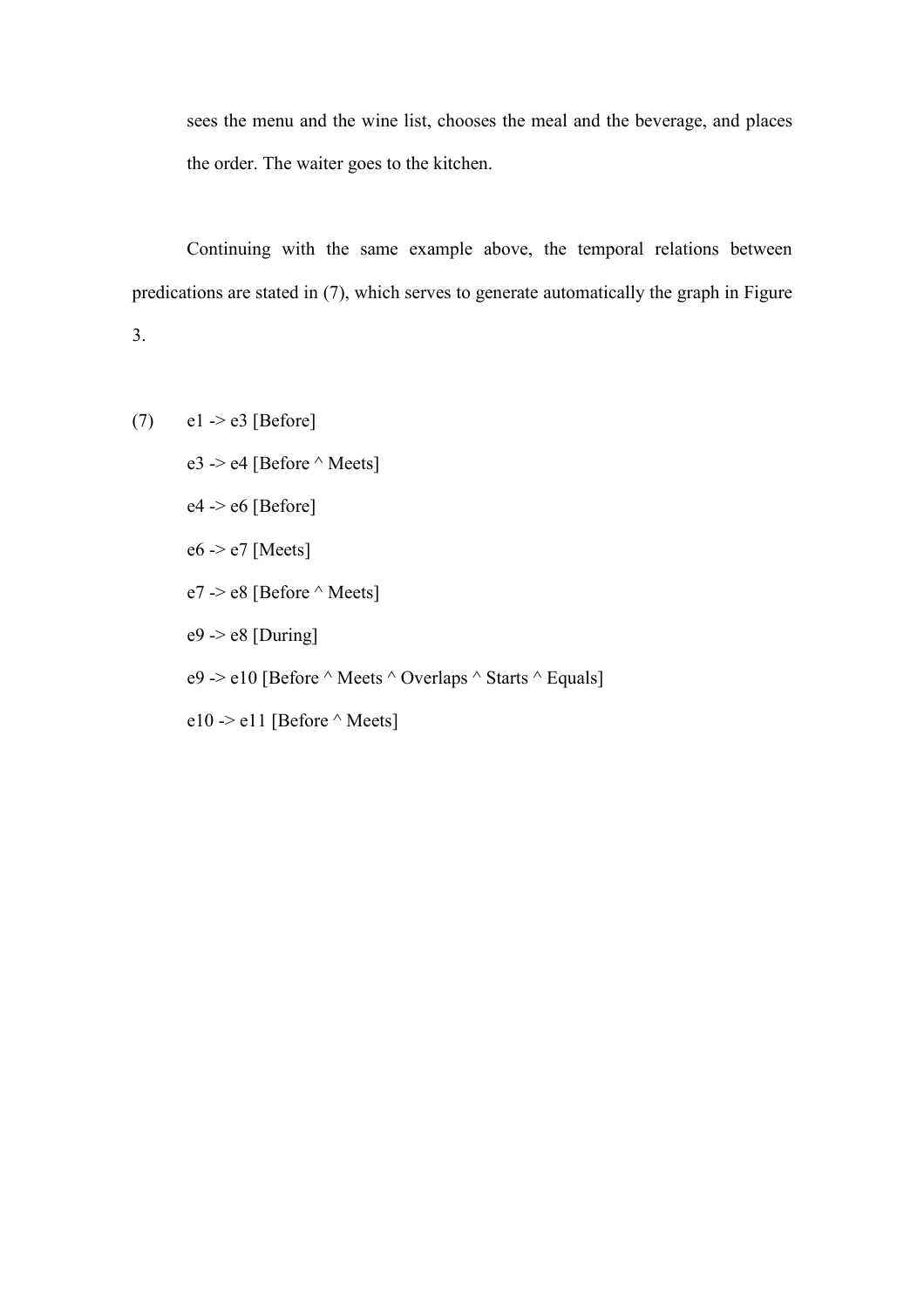sees the menu and the wine list, chooses the meal and the beverage, and places the order. The waiter goes to the kitchen.

Continuing with the same example above, the temporal relations between predications are stated in (7), which serves to generate automatically the graph in Figure 3.

(7) e1 -> e3 [Before]

e3 -> e4 [Before ^ Meets]

e4 -> e6 [Before]

e6 -> e7 [Meets]

e7 -> e8 [Before ^ Meets]

e9 -> e8 [During]

e9 -> e10 [Before ^ Meets ^ Overlaps ^ Starts ^ Equals]

e10 -> e11 [Before ^ Meets]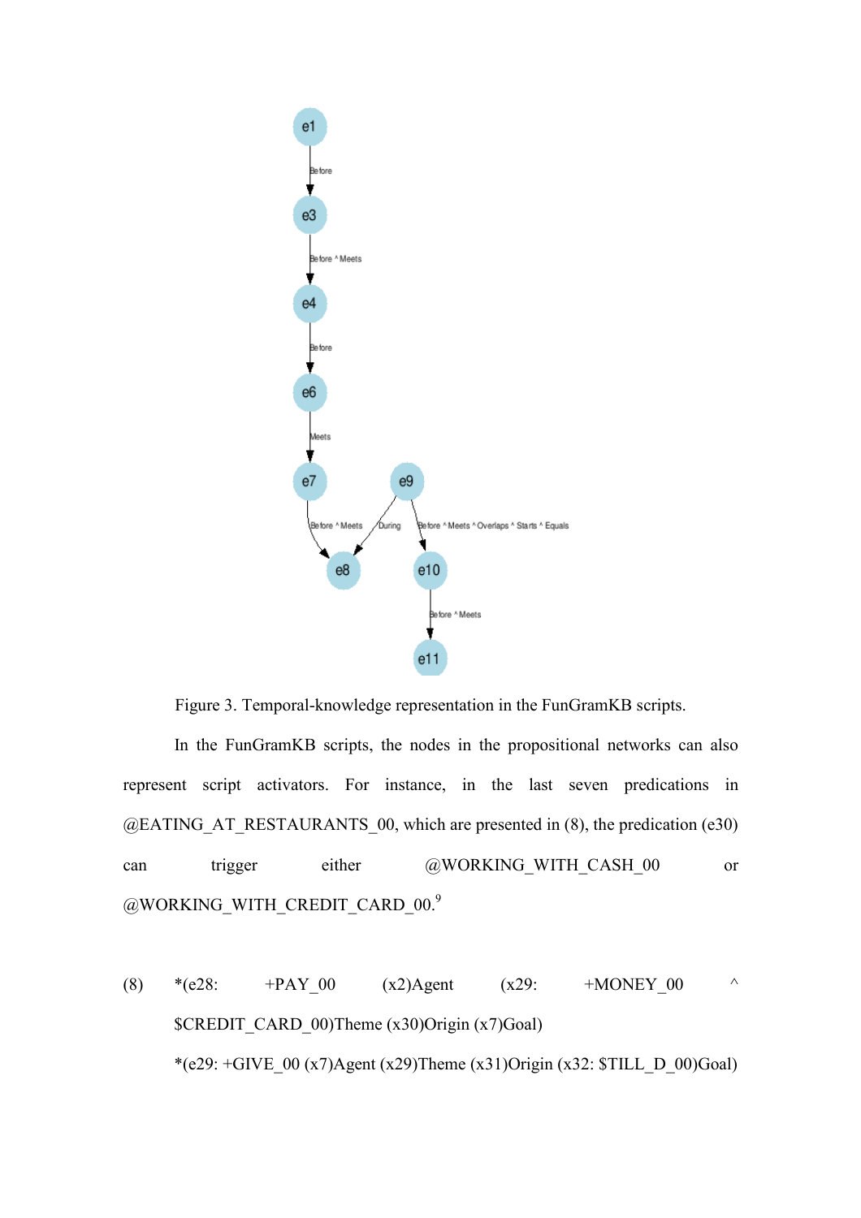Figure 3. Temporal-knowledge representation in the FunGramKB scripts.

In the FunGramKB scripts, the nodes in the propositional networks can also represent script activators. For instance, in the last seven predications in @EATING_AT_RESTAURANTS_00, which are presented in (8), the predication (e30) can trigger either @WORKING_WITH_CASH_00 or @WORKING_WITH_CREDIT_CARD_00.[9]

(8) *(e28: +PAY_00 (x2)Agent (x29: +MONEY_00 ^ $CREDIT_CARD_00)Theme (x30)Origin (x7)Goal)

*(e29: +GIVE_00 (x7)Agent (x29)Theme (x31)Origin (x32: $TILL_D_00)Goal)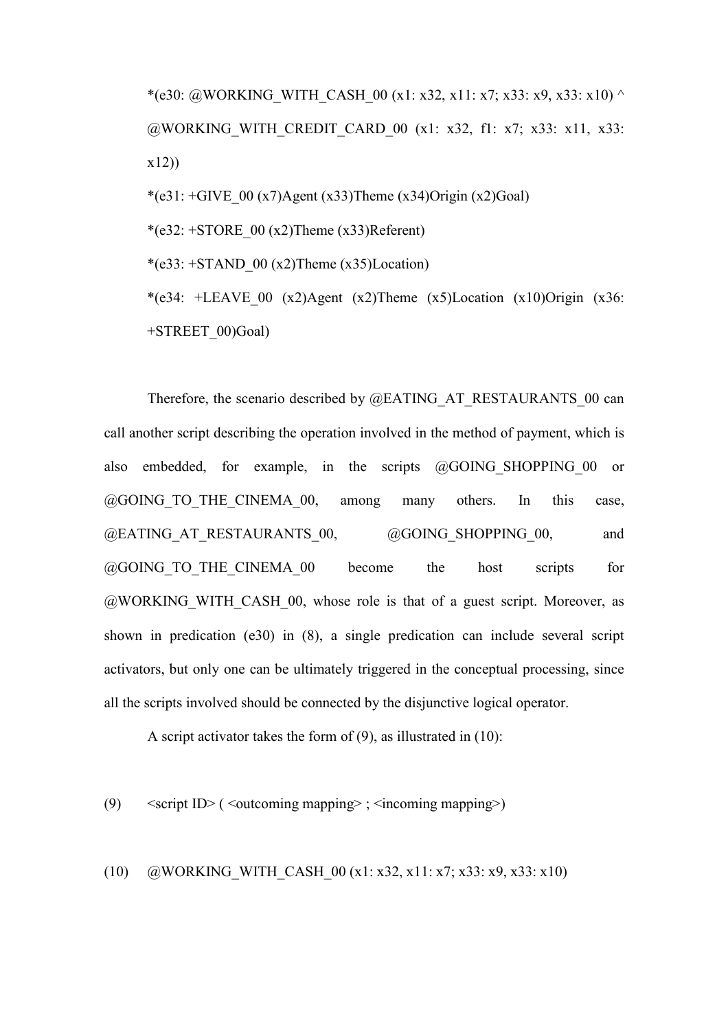*(e30: @WORKING_WITH_CASH_00 (x1: x32, x11: x7; x33: x9, x33: x10) ^ @WORKING_WITH_CREDIT_CARD_00 (x1: x32, f1: x7; x33: x11, x33: x12))

*(e31: +GIVE_00 (x7)Agent (x33)Theme (x34)Origin (x2)Goal)

*(e32: +STORE_00 (x2)Theme (x33)Referent)

*(e33: +STAND_00 (x2)Theme (x35)Location)

*(e34: +LEAVE_00 (x2)Agent (x2)Theme (x5)Location (x10)Origin (x36: +STREET_00)Goal)

Therefore, the scenario described by @EATING_AT_RESTAURANTS_00 can call another script describing the operation involved in the method of payment, which is also embedded, for example, in the scripts @GOING_SHOPPING_00 or @GOING_TO_THE_CINEMA_00, among many others. In this case, @EATING_AT_RESTAURANTS_00, @GOING_SHOPPING_00, and @GOING_TO_THE_CINEMA_00 become the host scripts for @WORKING_WITH_CASH_00, whose role is that of a guest script. Moreover, as shown in predication (e30) in (8), a single predication can include several script activators, but only one can be ultimately triggered in the conceptual processing, since all the scripts involved should be connected by the disjunctive logical operator.

A script activator takes the form of (9), as illustrated in (10):

(9) <script ID> ( <outcoming mapping> ; <incoming mapping>)

(10) @WORKING_WITH_CASH_00 (x1: x32, x11: x7; x33: x9, x33: x10)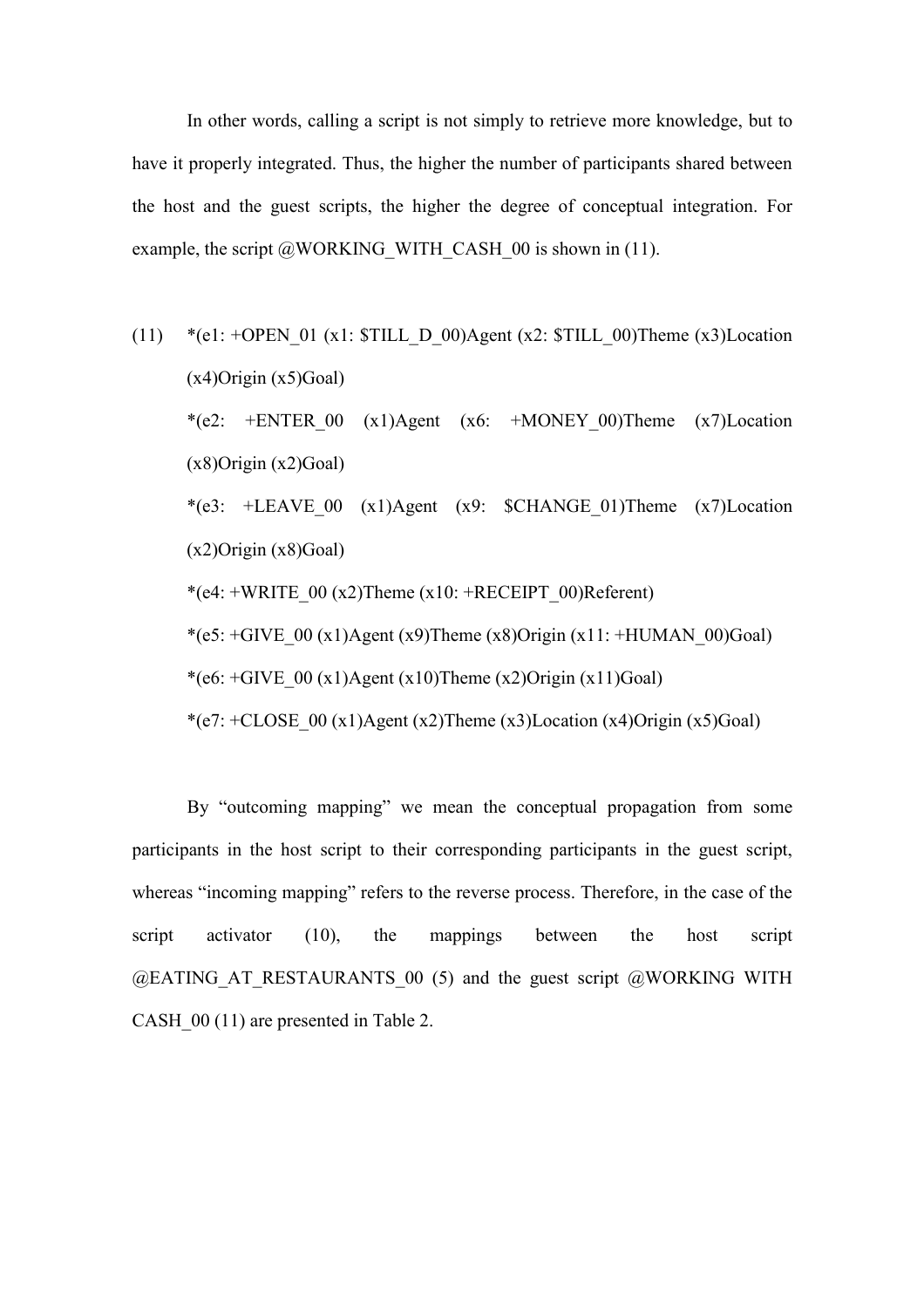In other words, calling a script is not simply to retrieve more knowledge, but to have it properly integrated. Thus, the higher the number of participants shared between the host and the guest scripts, the higher the degree of conceptual integration. For example, the script @WORKING_WITH_CASH_00 is shown in (11).

(11) *(e1: +OPEN_01 (x1: $TILL_D_00)Agent (x2: $TILL_00)Theme (x3)Location (x4)Origin (x5)Goal)
*(e2: +ENTER_00 (x1)Agent (x6: +MONEY_00)Theme (x7)Location (x8)Origin (x2)Goal)
*(e3: +LEAVE_00 (x1)Agent (x9: $CHANGE_01)Theme (x7)Location (x2)Origin (x8)Goal)
*(e4: +WRITE_00 (x2)Theme (x10: +RECEIPT_00)Referent)
*(e5: +GIVE_00 (x1)Agent (x9)Theme (x8)Origin (x11: +HUMAN_00)Goal)
*(e6: +GIVE_00 (x1)Agent (x10)Theme (x2)Origin (x11)Goal)
*(e7: +CLOSE_00 (x1)Agent (x2)Theme (x3)Location (x4)Origin (x5)Goal)

By "outcoming mapping" we mean the conceptual propagation from some participants in the host script to their corresponding participants in the guest script, whereas "incoming mapping" refers to the reverse process. Therefore, in the case of the script activator (10), the mappings between the host script @EATING_AT_RESTAURANTS_00 (5) and the guest script @WORKING WITH CASH_00 (11) are presented in Table 2.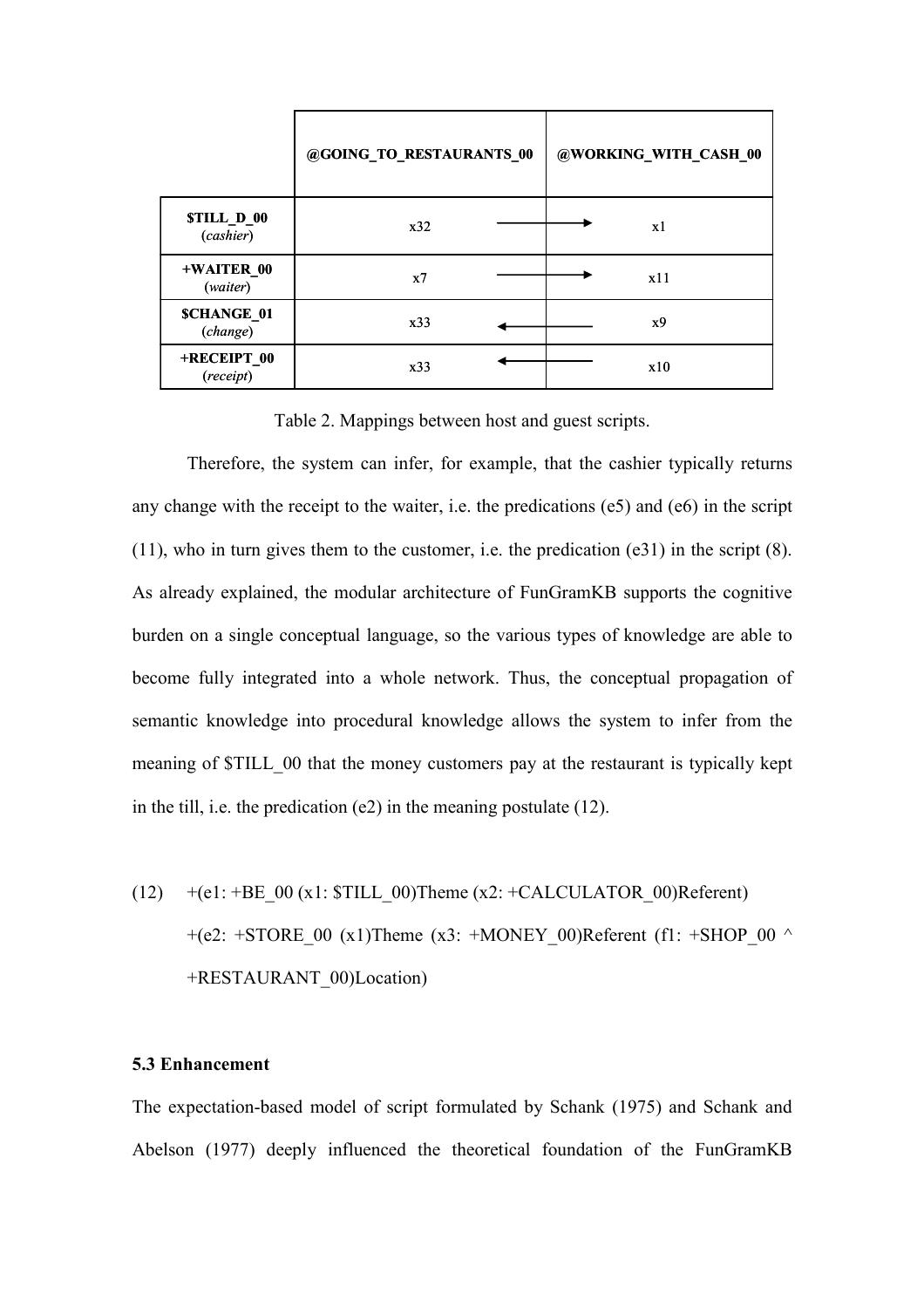| | @GOING_TO_RESTAURANTS_00 | | @WORKING_WITH_CASH_00 |
|---|---|---|---|
| **$TILL_D_00** (*cashier*) | x32 | → | x1 |
| **+WAITER_00** (*waiter*) | x7 | → | x11 |
| **$CHANGE_01** (*change*) | x33 | ← | x9 |
| **+RECEIPT_00** (*receipt*) | x33 | ← | x10 |

Table 2. Mappings between host and guest scripts.

Therefore, the system can infer, for example, that the cashier typically returns any change with the receipt to the waiter, i.e. the predications (e5) and (e6) in the script (11), who in turn gives them to the customer, i.e. the predication (e31) in the script (8). As already explained, the modular architecture of FunGramKB supports the cognitive burden on a single conceptual language, so the various types of knowledge are able to become fully integrated into a whole network. Thus, the conceptual propagation of semantic knowledge into procedural knowledge allows the system to infer from the meaning of $TILL_00 that the money customers pay at the restaurant is typically kept in the till, i.e. the predication (e2) in the meaning postulate (12).

(12) +(e1: +BE_00 (x1: $TILL_00)Theme (x2: +CALCULATOR_00)Referent) +(e2: +STORE_00 (x1)Theme (x3: +MONEY_00)Referent (f1: +SHOP_00 ^ +RESTAURANT_00)Location)

### 5.3 Enhancement

The expectation-based model of script formulated by Schank (1975) and Schank and Abelson (1977) deeply influenced the theoretical foundation of the FunGramKB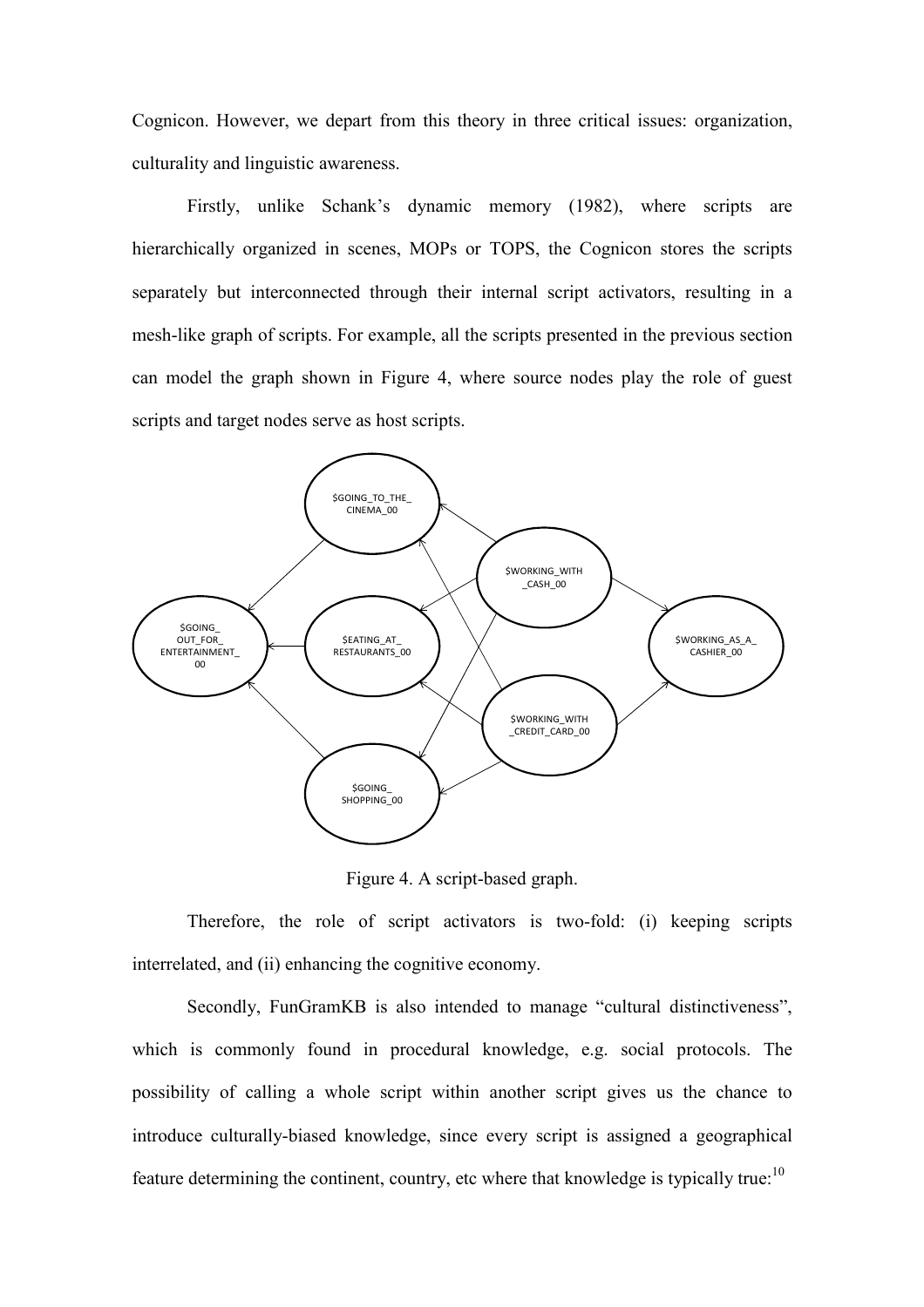Cognicon. However, we depart from this theory in three critical issues: organization, culturality and linguistic awareness.

Firstly, unlike Schank's dynamic memory (1982), where scripts are hierarchically organized in scenes, MOPs or TOPS, the Cognicon stores the scripts separately but interconnected through their internal script activators, resulting in a mesh-like graph of scripts. For example, all the scripts presented in the previous section can model the graph shown in Figure 4, where source nodes play the role of guest scripts and target nodes serve as host scripts.

Figure 4. A script-based graph.

Therefore, the role of script activators is two-fold: (i) keeping scripts interrelated, and (ii) enhancing the cognitive economy.

Secondly, FunGramKB is also intended to manage "cultural distinctiveness", which is commonly found in procedural knowledge, e.g. social protocols. The possibility of calling a whole script within another script gives us the chance to introduce culturally-biased knowledge, since every script is assigned a geographical feature determining the continent, country, etc where that knowledge is typically true:[10]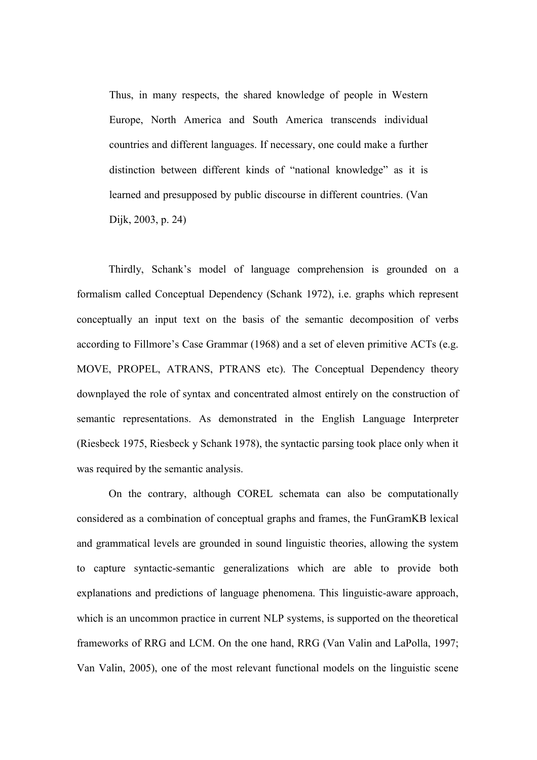> Thus, in many respects, the shared knowledge of people in Western Europe, North America and South America transcends individual countries and different languages. If necessary, one could make a further distinction between different kinds of "national knowledge" as it is learned and presupposed by public discourse in different countries. (Van Dijk, 2003, p. 24)

Thirdly, Schank's model of language comprehension is grounded on a formalism called Conceptual Dependency (Schank 1972), i.e. graphs which represent conceptually an input text on the basis of the semantic decomposition of verbs according to Fillmore's Case Grammar (1968) and a set of eleven primitive ACTs (e.g. MOVE, PROPEL, ATRANS, PTRANS etc). The Conceptual Dependency theory downplayed the role of syntax and concentrated almost entirely on the construction of semantic representations. As demonstrated in the English Language Interpreter (Riesbeck 1975, Riesbeck y Schank 1978), the syntactic parsing took place only when it was required by the semantic analysis.

On the contrary, although COREL schemata can also be computationally considered as a combination of conceptual graphs and frames, the FunGramKB lexical and grammatical levels are grounded in sound linguistic theories, allowing the system to capture syntactic-semantic generalizations which are able to provide both explanations and predictions of language phenomena. This linguistic-aware approach, which is an uncommon practice in current NLP systems, is supported on the theoretical frameworks of RRG and LCM. On the one hand, RRG (Van Valin and LaPolla, 1997; Van Valin, 2005), one of the most relevant functional models on the linguistic scene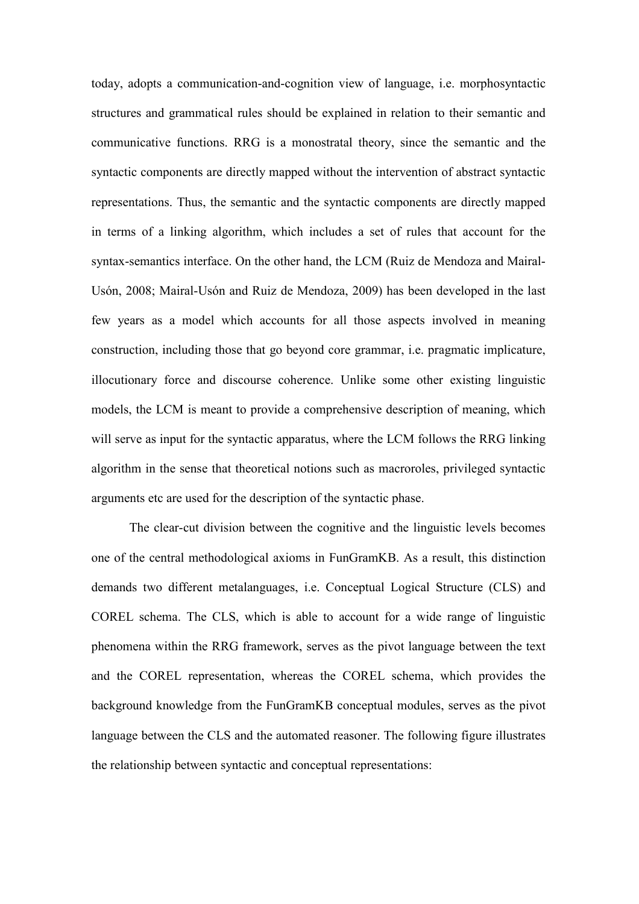today, adopts a communication-and-cognition view of language, i.e. morphosyntactic structures and grammatical rules should be explained in relation to their semantic and communicative functions. RRG is a monostratal theory, since the semantic and the syntactic components are directly mapped without the intervention of abstract syntactic representations. Thus, the semantic and the syntactic components are directly mapped in terms of a linking algorithm, which includes a set of rules that account for the syntax-semantics interface. On the other hand, the LCM (Ruiz de Mendoza and Mairal-Usón, 2008; Mairal-Usón and Ruiz de Mendoza, 2009) has been developed in the last few years as a model which accounts for all those aspects involved in meaning construction, including those that go beyond core grammar, i.e. pragmatic implicature, illocutionary force and discourse coherence. Unlike some other existing linguistic models, the LCM is meant to provide a comprehensive description of meaning, which will serve as input for the syntactic apparatus, where the LCM follows the RRG linking algorithm in the sense that theoretical notions such as macroroles, privileged syntactic arguments etc are used for the description of the syntactic phase.

The clear-cut division between the cognitive and the linguistic levels becomes one of the central methodological axioms in FunGramKB. As a result, this distinction demands two different metalanguages, i.e. Conceptual Logical Structure (CLS) and COREL schema. The CLS, which is able to account for a wide range of linguistic phenomena within the RRG framework, serves as the pivot language between the text and the COREL representation, whereas the COREL schema, which provides the background knowledge from the FunGramKB conceptual modules, serves as the pivot language between the CLS and the automated reasoner. The following figure illustrates the relationship between syntactic and conceptual representations: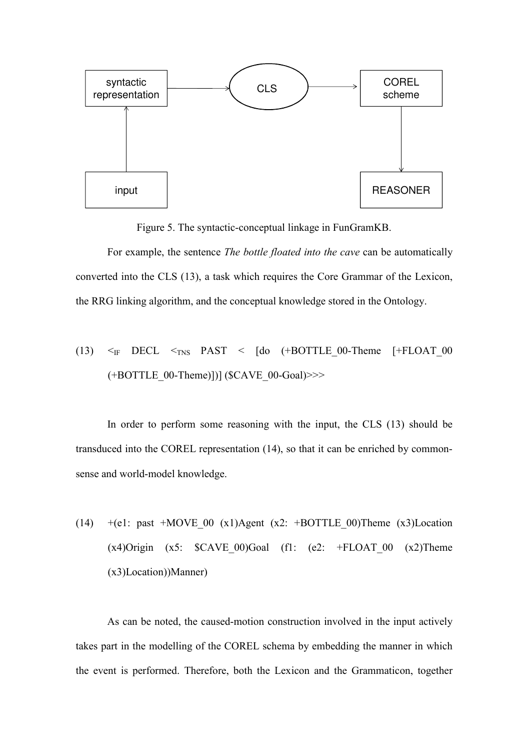Figure 5. The syntactic-conceptual linkage in FunGramKB.

For example, the sentence *The bottle floated into the cave* can be automatically converted into the CLS (13), a task which requires the Core Grammar of the Lexicon, the RRG linking algorithm, and the conceptual knowledge stored in the Ontology.

(13) $<_{IF}$ DECL $<_{TNS}$ PAST < [do (+BOTTLE_00-Theme [+FLOAT_00 (+BOTTLE_00-Theme)])] ($CAVE_00-Goal)>>>

In order to perform some reasoning with the input, the CLS (13) should be transduced into the COREL representation (14), so that it can be enriched by common-sense and world-model knowledge.

(14) +(e1: past +MOVE_00 (x1)Agent (x2: +BOTTLE_00)Theme (x3)Location (x4)Origin (x5: $CAVE_00)Goal (f1: (e2: +FLOAT_00 (x2)Theme (x3)Location))Manner)

As can be noted, the caused-motion construction involved in the input actively takes part in the modelling of the COREL schema by embedding the manner in which the event is performed. Therefore, both the Lexicon and the Grammaticon, together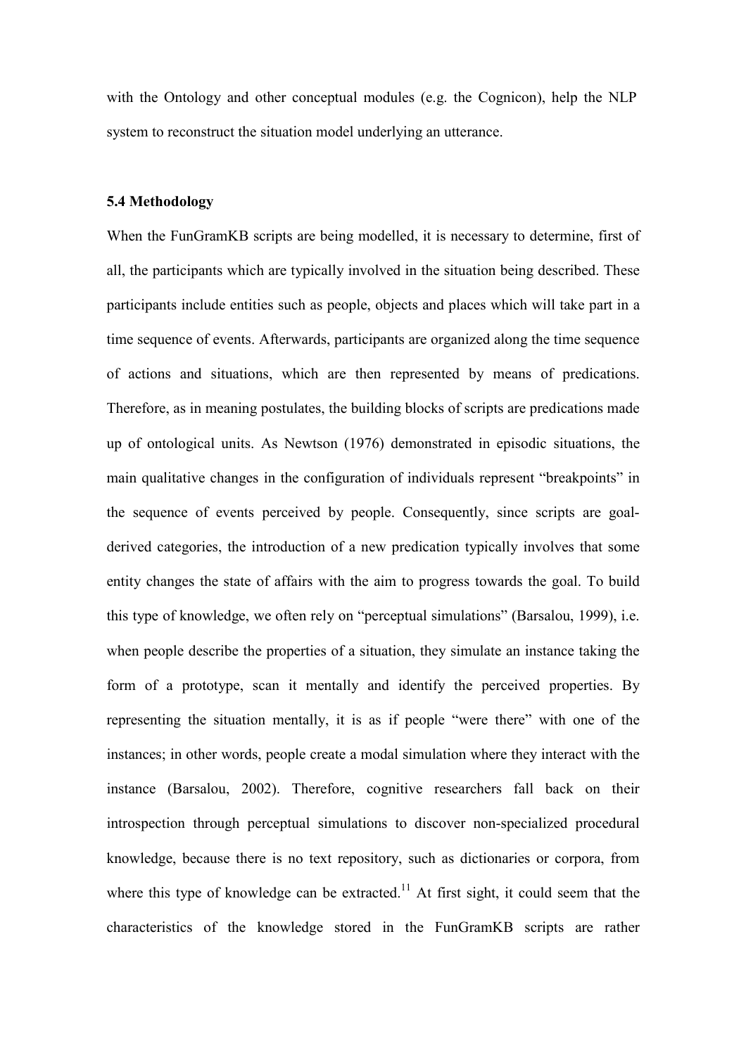with the Ontology and other conceptual modules (e.g. the Cognicon), help the NLP system to reconstruct the situation model underlying an utterance.

### 5.4 Methodology

When the FunGramKB scripts are being modelled, it is necessary to determine, first of all, the participants which are typically involved in the situation being described. These participants include entities such as people, objects and places which will take part in a time sequence of events. Afterwards, participants are organized along the time sequence of actions and situations, which are then represented by means of predications. Therefore, as in meaning postulates, the building blocks of scripts are predications made up of ontological units. As Newtson (1976) demonstrated in episodic situations, the main qualitative changes in the configuration of individuals represent "breakpoints" in the sequence of events perceived by people. Consequently, since scripts are goal-derived categories, the introduction of a new predication typically involves that some entity changes the state of affairs with the aim to progress towards the goal. To build this type of knowledge, we often rely on "perceptual simulations" (Barsalou, 1999), i.e. when people describe the properties of a situation, they simulate an instance taking the form of a prototype, scan it mentally and identify the perceived properties. By representing the situation mentally, it is as if people "were there" with one of the instances; in other words, people create a modal simulation where they interact with the instance (Barsalou, 2002). Therefore, cognitive researchers fall back on their introspection through perceptual simulations to discover non-specialized procedural knowledge, because there is no text repository, such as dictionaries or corpora, from where this type of knowledge can be extracted.[11] At first sight, it could seem that the characteristics of the knowledge stored in the FunGramKB scripts are rather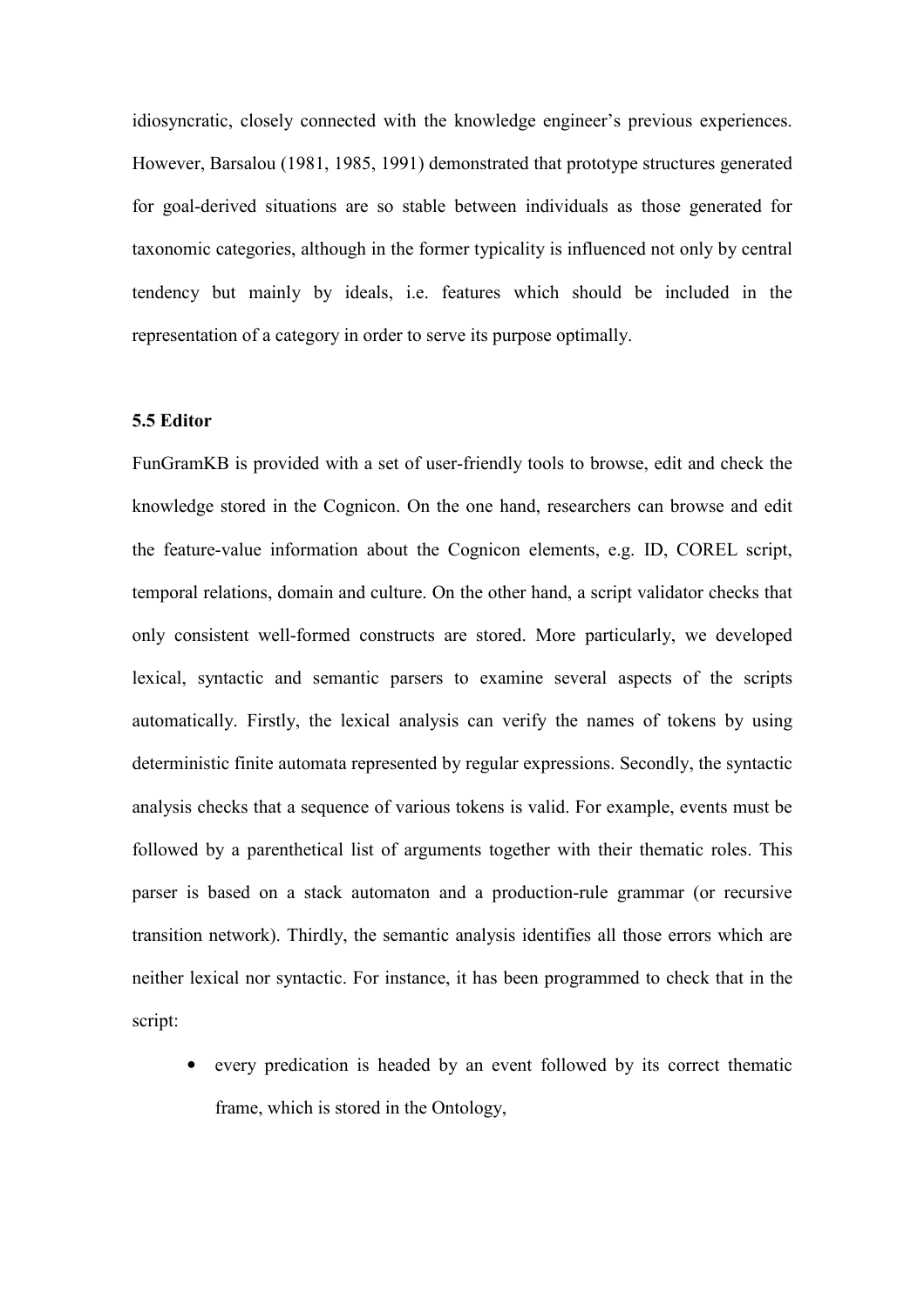idiosyncratic, closely connected with the knowledge engineer's previous experiences. However, Barsalou (1981, 1985, 1991) demonstrated that prototype structures generated for goal-derived situations are so stable between individuals as those generated for taxonomic categories, although in the former typicality is influenced not only by central tendency but mainly by ideals, i.e. features which should be included in the representation of a category in order to serve its purpose optimally.

### 5.5 Editor

FunGramKB is provided with a set of user-friendly tools to browse, edit and check the knowledge stored in the Cognicon. On the one hand, researchers can browse and edit the feature-value information about the Cognicon elements, e.g. ID, COREL script, temporal relations, domain and culture. On the other hand, a script validator checks that only consistent well-formed constructs are stored. More particularly, we developed lexical, syntactic and semantic parsers to examine several aspects of the scripts automatically. Firstly, the lexical analysis can verify the names of tokens by using deterministic finite automata represented by regular expressions. Secondly, the syntactic analysis checks that a sequence of various tokens is valid. For example, events must be followed by a parenthetical list of arguments together with their thematic roles. This parser is based on a stack automaton and a production-rule grammar (or recursive transition network). Thirdly, the semantic analysis identifies all those errors which are neither lexical nor syntactic. For instance, it has been programmed to check that in the script:

- every predication is headed by an event followed by its correct thematic frame, which is stored in the Ontology,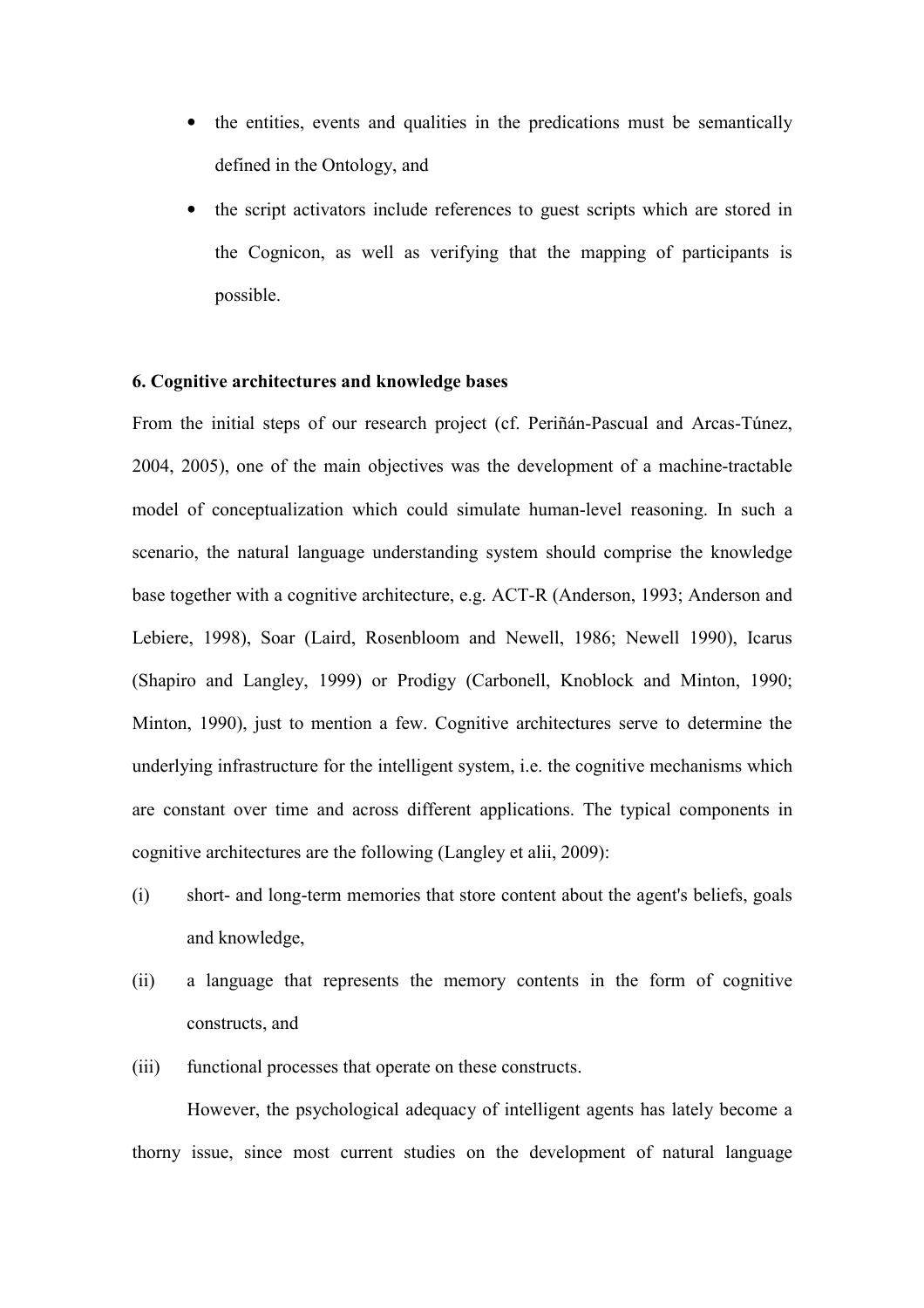- the entities, events and qualities in the predications must be semantically defined in the Ontology, and
- the script activators include references to guest scripts which are stored in the Cognicon, as well as verifying that the mapping of participants is possible.

## 6. Cognitive architectures and knowledge bases

From the initial steps of our research project (cf. Periñán-Pascual and Arcas-Túnez, 2004, 2005), one of the main objectives was the development of a machine-tractable model of conceptualization which could simulate human-level reasoning. In such a scenario, the natural language understanding system should comprise the knowledge base together with a cognitive architecture, e.g. ACT-R (Anderson, 1993; Anderson and Lebiere, 1998), Soar (Laird, Rosenbloom and Newell, 1986; Newell 1990), Icarus (Shapiro and Langley, 1999) or Prodigy (Carbonell, Knoblock and Minton, 1990; Minton, 1990), just to mention a few. Cognitive architectures serve to determine the underlying infrastructure for the intelligent system, i.e. the cognitive mechanisms which are constant over time and across different applications. The typical components in cognitive architectures are the following (Langley et alii, 2009):

(i) short- and long-term memories that store content about the agent's beliefs, goals and knowledge,

(ii) a language that represents the memory contents in the form of cognitive constructs, and

(iii) functional processes that operate on these constructs.

However, the psychological adequacy of intelligent agents has lately become a thorny issue, since most current studies on the development of natural language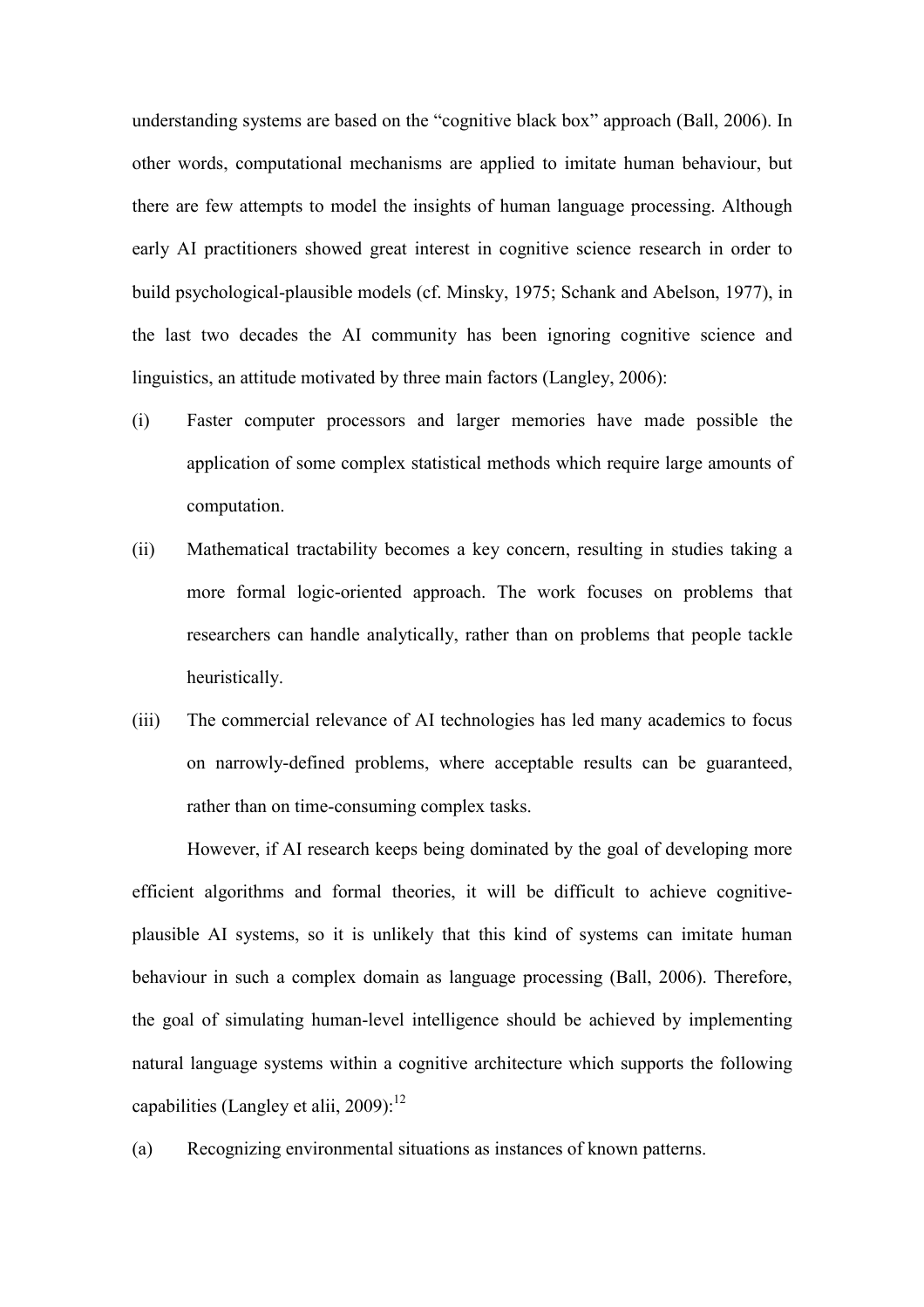understanding systems are based on the "cognitive black box" approach (Ball, 2006). In other words, computational mechanisms are applied to imitate human behaviour, but there are few attempts to model the insights of human language processing. Although early AI practitioners showed great interest in cognitive science research in order to build psychological-plausible models (cf. Minsky, 1975; Schank and Abelson, 1977), in the last two decades the AI community has been ignoring cognitive science and linguistics, an attitude motivated by three main factors (Langley, 2006):

(i) Faster computer processors and larger memories have made possible the application of some complex statistical methods which require large amounts of computation.

(ii) Mathematical tractability becomes a key concern, resulting in studies taking a more formal logic-oriented approach. The work focuses on problems that researchers can handle analytically, rather than on problems that people tackle heuristically.

(iii) The commercial relevance of AI technologies has led many academics to focus on narrowly-defined problems, where acceptable results can be guaranteed, rather than on time-consuming complex tasks.

However, if AI research keeps being dominated by the goal of developing more efficient algorithms and formal theories, it will be difficult to achieve cognitive-plausible AI systems, so it is unlikely that this kind of systems can imitate human behaviour in such a complex domain as language processing (Ball, 2006). Therefore, the goal of simulating human-level intelligence should be achieved by implementing natural language systems within a cognitive architecture which supports the following capabilities (Langley et alii, 2009):[12]

(a) Recognizing environmental situations as instances of known patterns.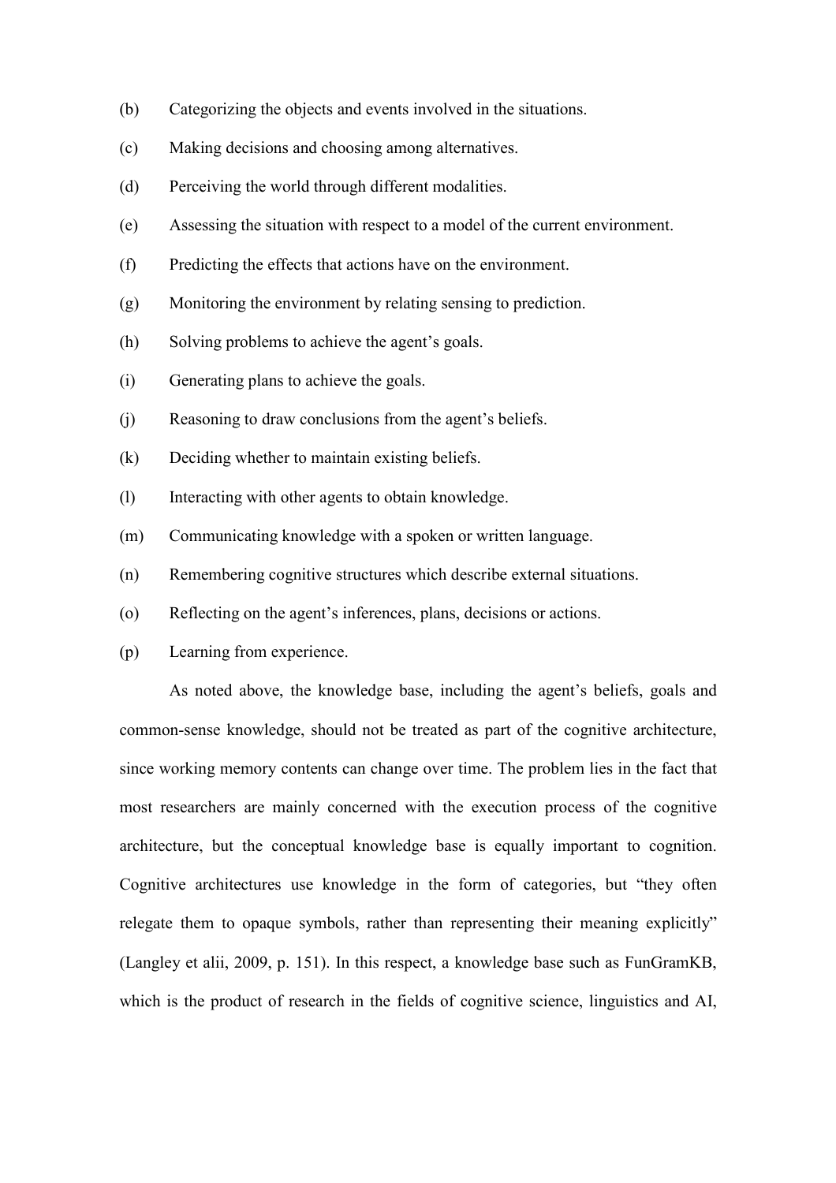(b) Categorizing the objects and events involved in the situations.

(c) Making decisions and choosing among alternatives.

(d) Perceiving the world through different modalities.

(e) Assessing the situation with respect to a model of the current environment.

(f) Predicting the effects that actions have on the environment.

(g) Monitoring the environment by relating sensing to prediction.

(h) Solving problems to achieve the agent's goals.

(i) Generating plans to achieve the goals.

(j) Reasoning to draw conclusions from the agent's beliefs.

(k) Deciding whether to maintain existing beliefs.

(l) Interacting with other agents to obtain knowledge.

(m) Communicating knowledge with a spoken or written language.

(n) Remembering cognitive structures which describe external situations.

(o) Reflecting on the agent's inferences, plans, decisions or actions.

(p) Learning from experience.

As noted above, the knowledge base, including the agent's beliefs, goals and common-sense knowledge, should not be treated as part of the cognitive architecture, since working memory contents can change over time. The problem lies in the fact that most researchers are mainly concerned with the execution process of the cognitive architecture, but the conceptual knowledge base is equally important to cognition. Cognitive architectures use knowledge in the form of categories, but "they often relegate them to opaque symbols, rather than representing their meaning explicitly" (Langley et alii, 2009, p. 151). In this respect, a knowledge base such as FunGramKB, which is the product of research in the fields of cognitive science, linguistics and AI,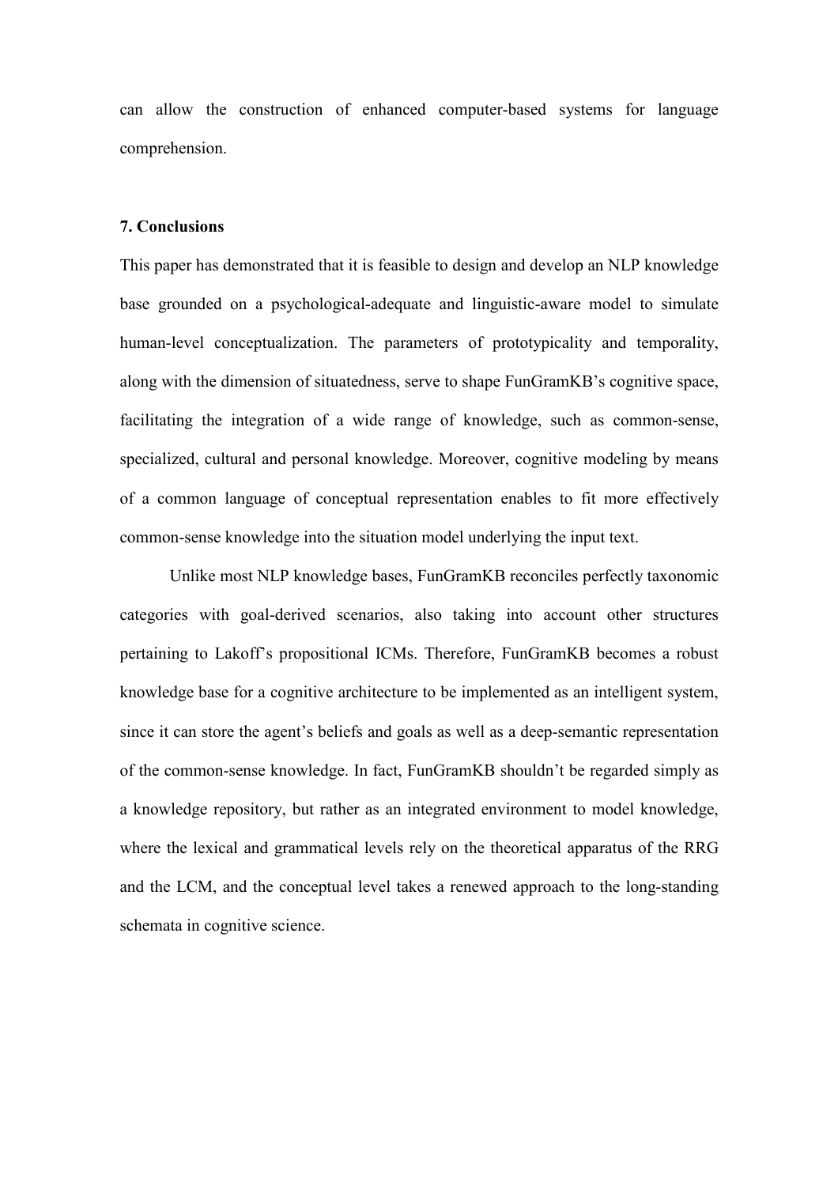can allow the construction of enhanced computer-based systems for language comprehension.

## 7. Conclusions

This paper has demonstrated that it is feasible to design and develop an NLP knowledge base grounded on a psychological-adequate and linguistic-aware model to simulate human-level conceptualization. The parameters of prototypicality and temporality, along with the dimension of situatedness, serve to shape FunGramKB's cognitive space, facilitating the integration of a wide range of knowledge, such as common-sense, specialized, cultural and personal knowledge. Moreover, cognitive modeling by means of a common language of conceptual representation enables to fit more effectively common-sense knowledge into the situation model underlying the input text.

Unlike most NLP knowledge bases, FunGramKB reconciles perfectly taxonomic categories with goal-derived scenarios, also taking into account other structures pertaining to Lakoff's propositional ICMs. Therefore, FunGramKB becomes a robust knowledge base for a cognitive architecture to be implemented as an intelligent system, since it can store the agent's beliefs and goals as well as a deep-semantic representation of the common-sense knowledge. In fact, FunGramKB shouldn't be regarded simply as a knowledge repository, but rather as an integrated environment to model knowledge, where the lexical and grammatical levels rely on the theoretical apparatus of the RRG and the LCM, and the conceptual level takes a renewed approach to the long-standing schemata in cognitive science.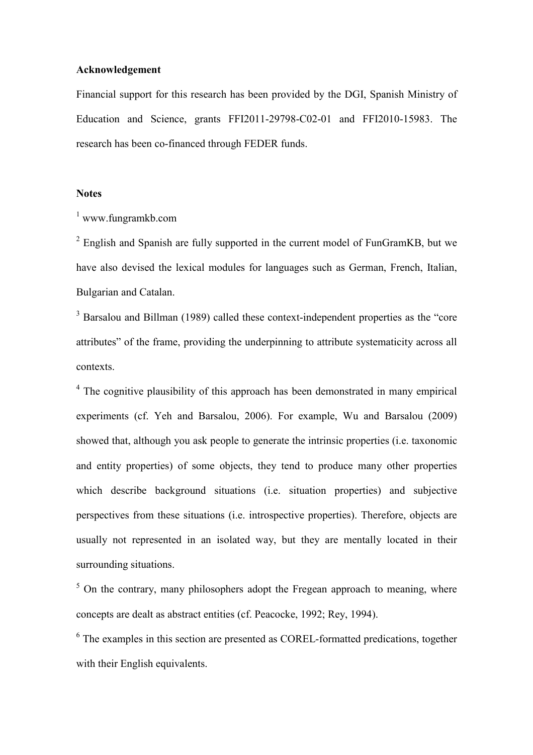**Acknowledgement**

Financial support for this research has been provided by the DGI, Spanish Ministry of Education and Science, grants FFI2011-29798-C02-01 and FFI2010-15983. The research has been co-financed through FEDER funds.

**Notes**

[1] www.fungramkb.com

[2] English and Spanish are fully supported in the current model of FunGramKB, but we have also devised the lexical modules for languages such as German, French, Italian, Bulgarian and Catalan.

[3] Barsalou and Billman (1989) called these context-independent properties as the "core attributes" of the frame, providing the underpinning to attribute systematicity across all contexts.

[4] The cognitive plausibility of this approach has been demonstrated in many empirical experiments (cf. Yeh and Barsalou, 2006). For example, Wu and Barsalou (2009) showed that, although you ask people to generate the intrinsic properties (i.e. taxonomic and entity properties) of some objects, they tend to produce many other properties which describe background situations (i.e. situation properties) and subjective perspectives from these situations (i.e. introspective properties). Therefore, objects are usually not represented in an isolated way, but they are mentally located in their surrounding situations.

[5] On the contrary, many philosophers adopt the Fregean approach to meaning, where concepts are dealt as abstract entities (cf. Peacocke, 1992; Rey, 1994).

[6] The examples in this section are presented as COREL-formatted predications, together with their English equivalents.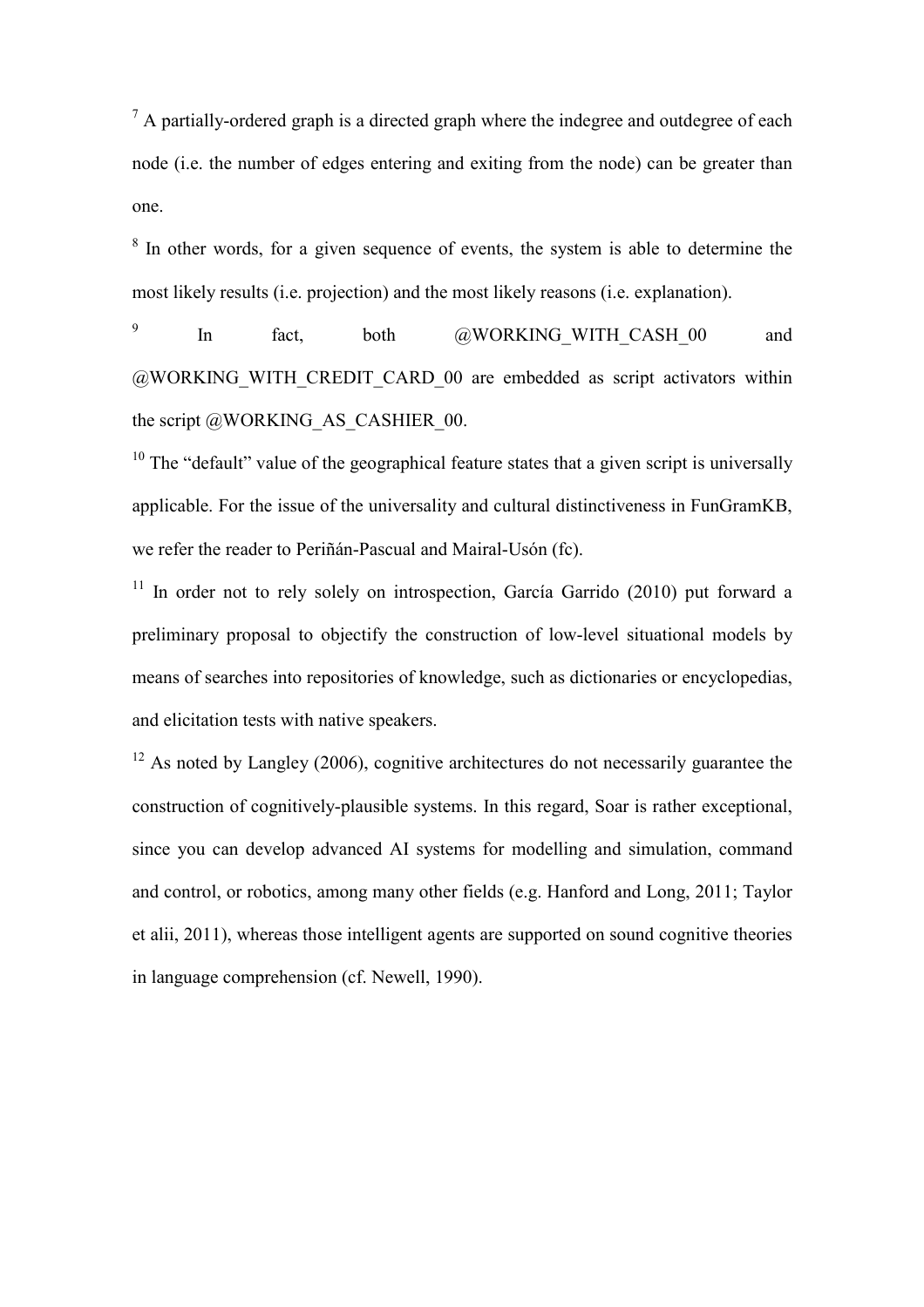[7] A partially-ordered graph is a directed graph where the indegree and outdegree of each node (i.e. the number of edges entering and exiting from the node) can be greater than one.

[8] In other words, for a given sequence of events, the system is able to determine the most likely results (i.e. projection) and the most likely reasons (i.e. explanation).

[9] In fact, both @WORKING_WITH_CASH_00 and @WORKING_WITH_CREDIT_CARD_00 are embedded as script activators within the script @WORKING_AS_CASHIER_00.

[10] The "default" value of the geographical feature states that a given script is universally applicable. For the issue of the universality and cultural distinctiveness in FunGramKB, we refer the reader to Periñán-Pascual and Mairal-Usón (fc).

[11] In order not to rely solely on introspection, García Garrido (2010) put forward a preliminary proposal to objectify the construction of low-level situational models by means of searches into repositories of knowledge, such as dictionaries or encyclopedias, and elicitation tests with native speakers.

[12] As noted by Langley (2006), cognitive architectures do not necessarily guarantee the construction of cognitively-plausible systems. In this regard, Soar is rather exceptional, since you can develop advanced AI systems for modelling and simulation, command and control, or robotics, among many other fields (e.g. Hanford and Long, 2011; Taylor et alii, 2011), whereas those intelligent agents are supported on sound cognitive theories in language comprehension (cf. Newell, 1990).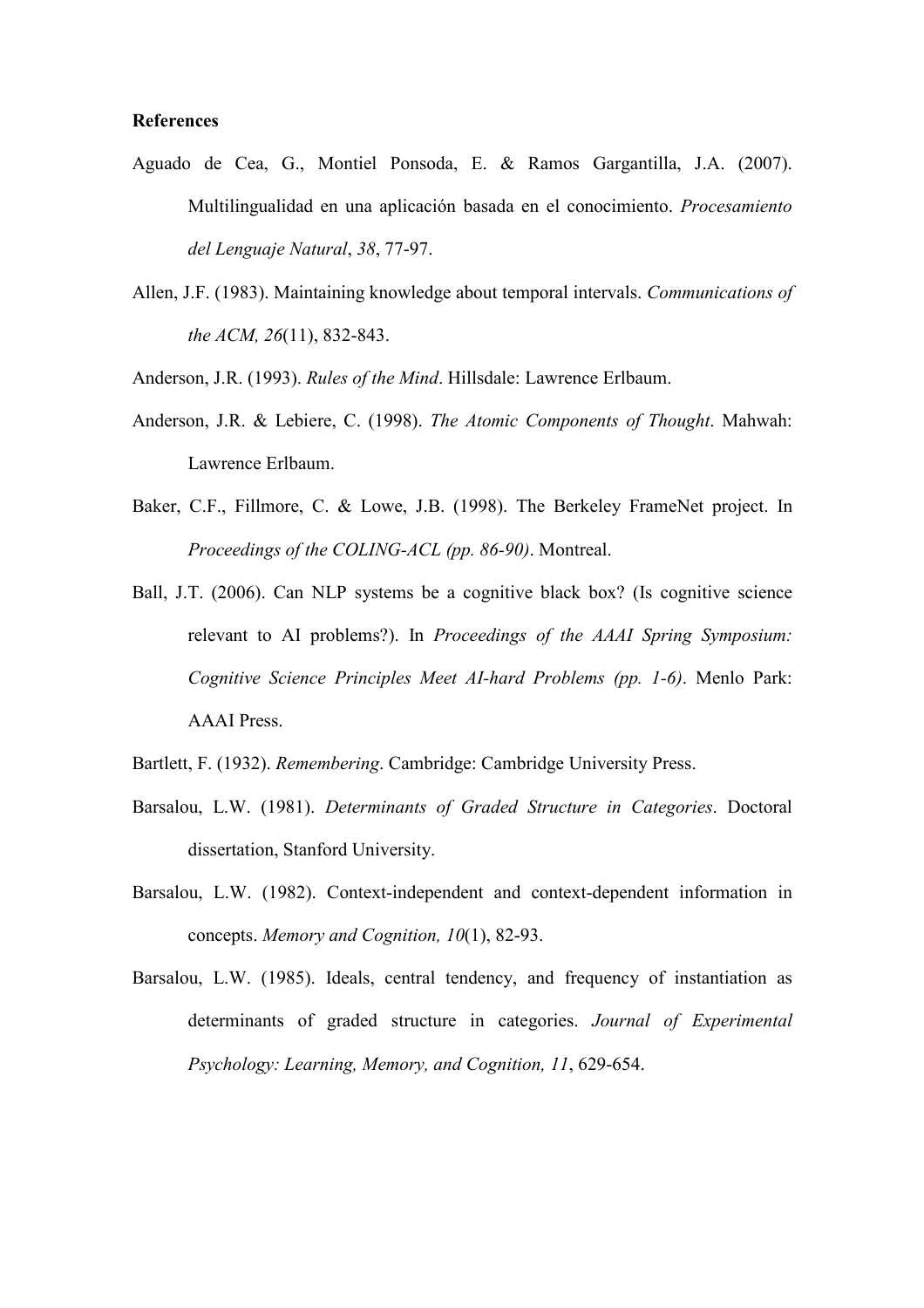**References**

Aguado de Cea, G., Montiel Ponsoda, E. & Ramos Gargantilla, J.A. (2007). Multilingualidad en una aplicación basada en el conocimiento. *Procesamiento del Lenguaje Natural*, *38*, 77-97.

Allen, J.F. (1983). Maintaining knowledge about temporal intervals. *Communications of the ACM, 26*(11), 832-843.

Anderson, J.R. (1993). *Rules of the Mind*. Hillsdale: Lawrence Erlbaum.

Anderson, J.R. & Lebiere, C. (1998). *The Atomic Components of Thought*. Mahwah: Lawrence Erlbaum.

Baker, C.F., Fillmore, C. & Lowe, J.B. (1998). The Berkeley FrameNet project. In *Proceedings of the COLING-ACL (pp. 86-90)*. Montreal.

Ball, J.T. (2006). Can NLP systems be a cognitive black box? (Is cognitive science relevant to AI problems?). In *Proceedings of the AAAI Spring Symposium: Cognitive Science Principles Meet AI-hard Problems (pp. 1-6)*. Menlo Park: AAAI Press.

Bartlett, F. (1932). *Remembering*. Cambridge: Cambridge University Press.

Barsalou, L.W. (1981). *Determinants of Graded Structure in Categories*. Doctoral dissertation, Stanford University.

Barsalou, L.W. (1982). Context-independent and context-dependent information in concepts. *Memory and Cognition, 10*(1), 82-93.

Barsalou, L.W. (1985). Ideals, central tendency, and frequency of instantiation as determinants of graded structure in categories. *Journal of Experimental Psychology: Learning, Memory, and Cognition, 11*, 629-654.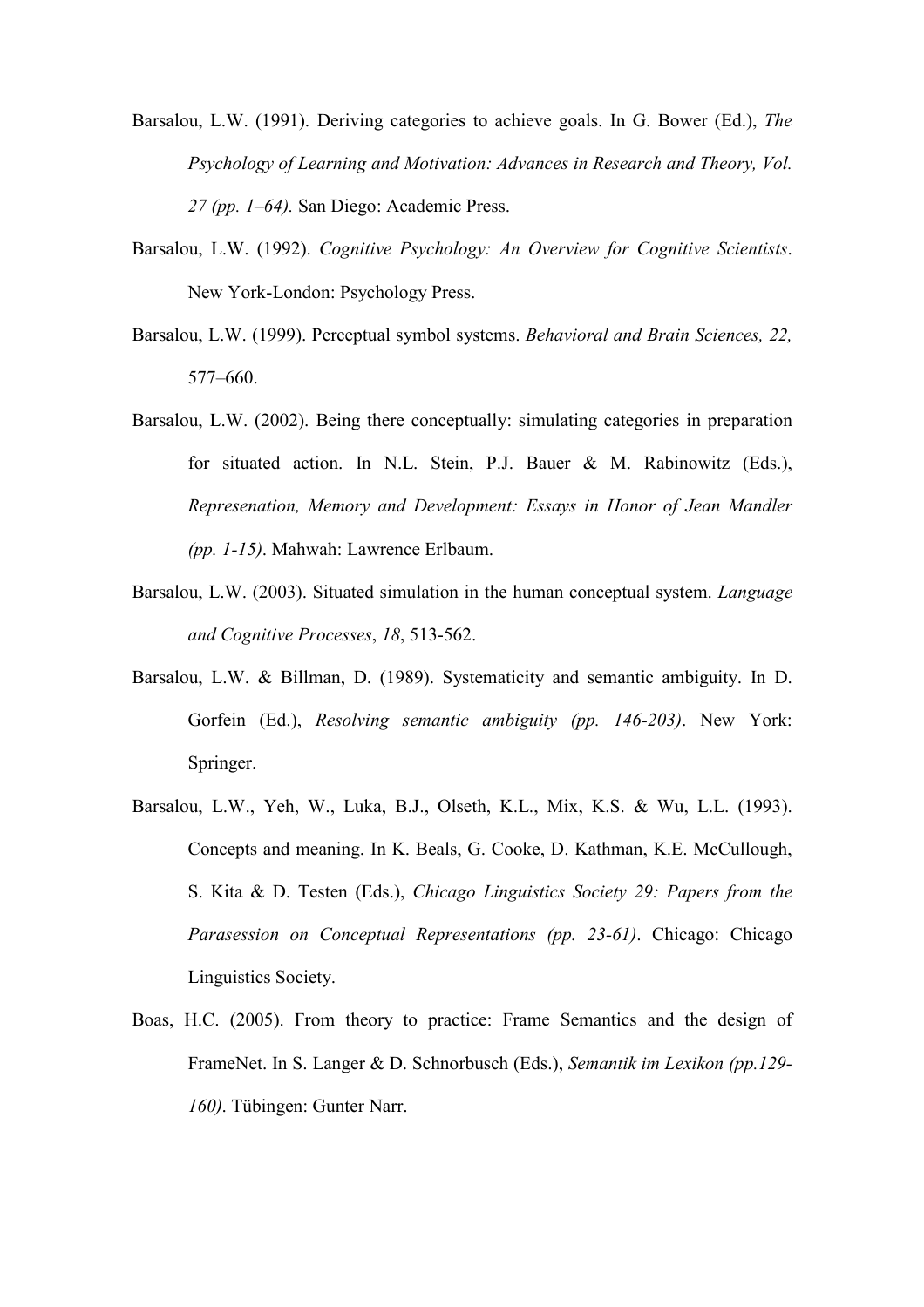Barsalou, L.W. (1991). Deriving categories to achieve goals. In G. Bower (Ed.), *The Psychology of Learning and Motivation: Advances in Research and Theory, Vol. 27 (pp. 1–64).* San Diego: Academic Press.

Barsalou, L.W. (1992). *Cognitive Psychology: An Overview for Cognitive Scientists*. New York-London: Psychology Press.

Barsalou, L.W. (1999). Perceptual symbol systems. *Behavioral and Brain Sciences, 22,* 577–660.

Barsalou, L.W. (2002). Being there conceptually: simulating categories in preparation for situated action. In N.L. Stein, P.J. Bauer & M. Rabinowitz (Eds.), *Represenation, Memory and Development: Essays in Honor of Jean Mandler (pp. 1-15)*. Mahwah: Lawrence Erlbaum.

Barsalou, L.W. (2003). Situated simulation in the human conceptual system. *Language and Cognitive Processes*, *18*, 513-562.

Barsalou, L.W. & Billman, D. (1989). Systematicity and semantic ambiguity. In D. Gorfein (Ed.), *Resolving semantic ambiguity (pp. 146-203)*. New York: Springer.

Barsalou, L.W., Yeh, W., Luka, B.J., Olseth, K.L., Mix, K.S. & Wu, L.L. (1993). Concepts and meaning. In K. Beals, G. Cooke, D. Kathman, K.E. McCullough, S. Kita & D. Testen (Eds.), *Chicago Linguistics Society 29: Papers from the Parasession on Conceptual Representations (pp. 23-61)*. Chicago: Chicago Linguistics Society.

Boas, H.C. (2005). From theory to practice: Frame Semantics and the design of FrameNet. In S. Langer & D. Schnorbusch (Eds.), *Semantik im Lexikon (pp.129-160)*. Tübingen: Gunter Narr.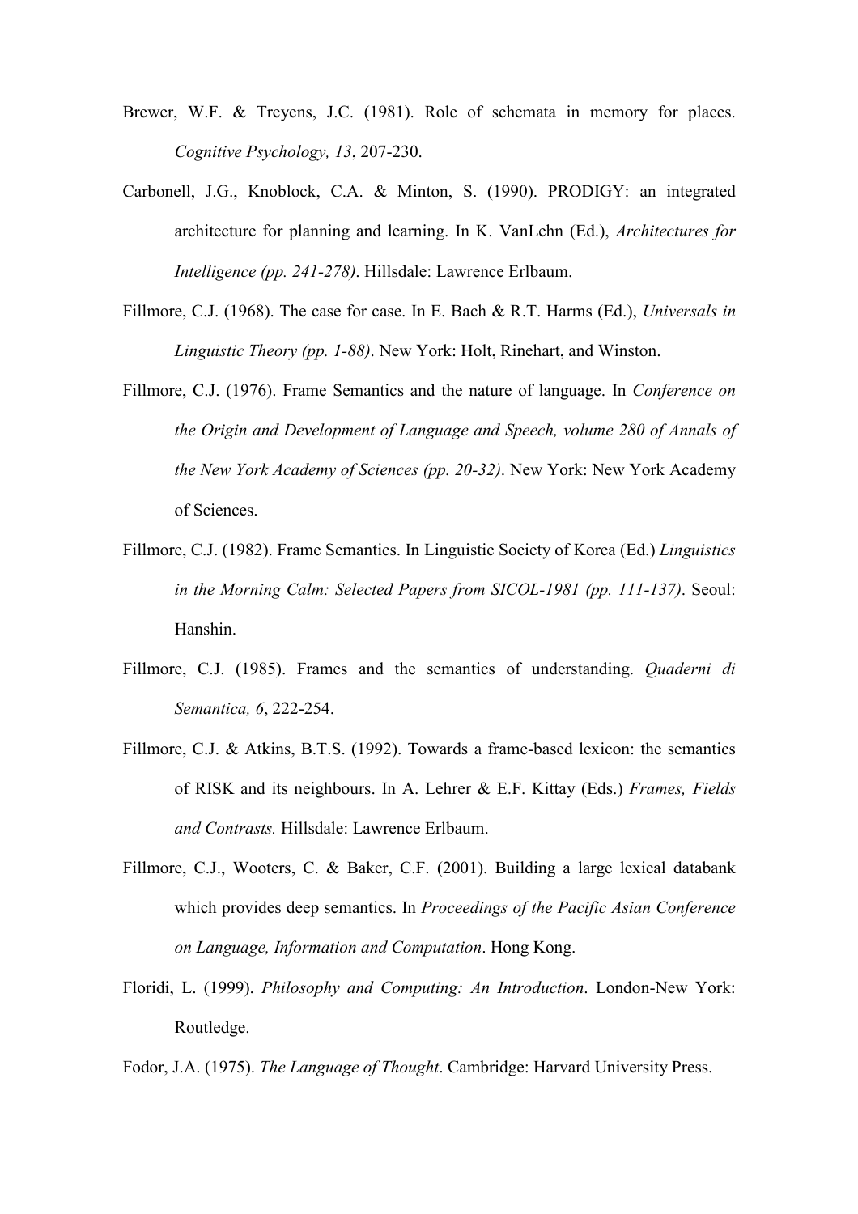Brewer, W.F. & Treyens, J.C. (1981). Role of schemata in memory for places. *Cognitive Psychology, 13*, 207-230.

Carbonell, J.G., Knoblock, C.A. & Minton, S. (1990). PRODIGY: an integrated architecture for planning and learning. In K. VanLehn (Ed.), *Architectures for Intelligence (pp. 241-278)*. Hillsdale: Lawrence Erlbaum.

Fillmore, C.J. (1968). The case for case. In E. Bach & R.T. Harms (Ed.), *Universals in Linguistic Theory (pp. 1-88)*. New York: Holt, Rinehart, and Winston.

Fillmore, C.J. (1976). Frame Semantics and the nature of language. In *Conference on the Origin and Development of Language and Speech, volume 280 of Annals of the New York Academy of Sciences (pp. 20-32)*. New York: New York Academy of Sciences.

Fillmore, C.J. (1982). Frame Semantics. In Linguistic Society of Korea (Ed.) *Linguistics in the Morning Calm: Selected Papers from SICOL-1981 (pp. 111-137)*. Seoul: Hanshin.

Fillmore, C.J. (1985). Frames and the semantics of understanding. *Quaderni di Semantica, 6*, 222-254.

Fillmore, C.J. & Atkins, B.T.S. (1992). Towards a frame-based lexicon: the semantics of RISK and its neighbours. In A. Lehrer & E.F. Kittay (Eds.) *Frames, Fields and Contrasts.* Hillsdale: Lawrence Erlbaum.

Fillmore, C.J., Wooters, C. & Baker, C.F. (2001). Building a large lexical databank which provides deep semantics. In *Proceedings of the Pacific Asian Conference on Language, Information and Computation*. Hong Kong.

Floridi, L. (1999). *Philosophy and Computing: An Introduction*. London-New York: Routledge.

Fodor, J.A. (1975). *The Language of Thought*. Cambridge: Harvard University Press.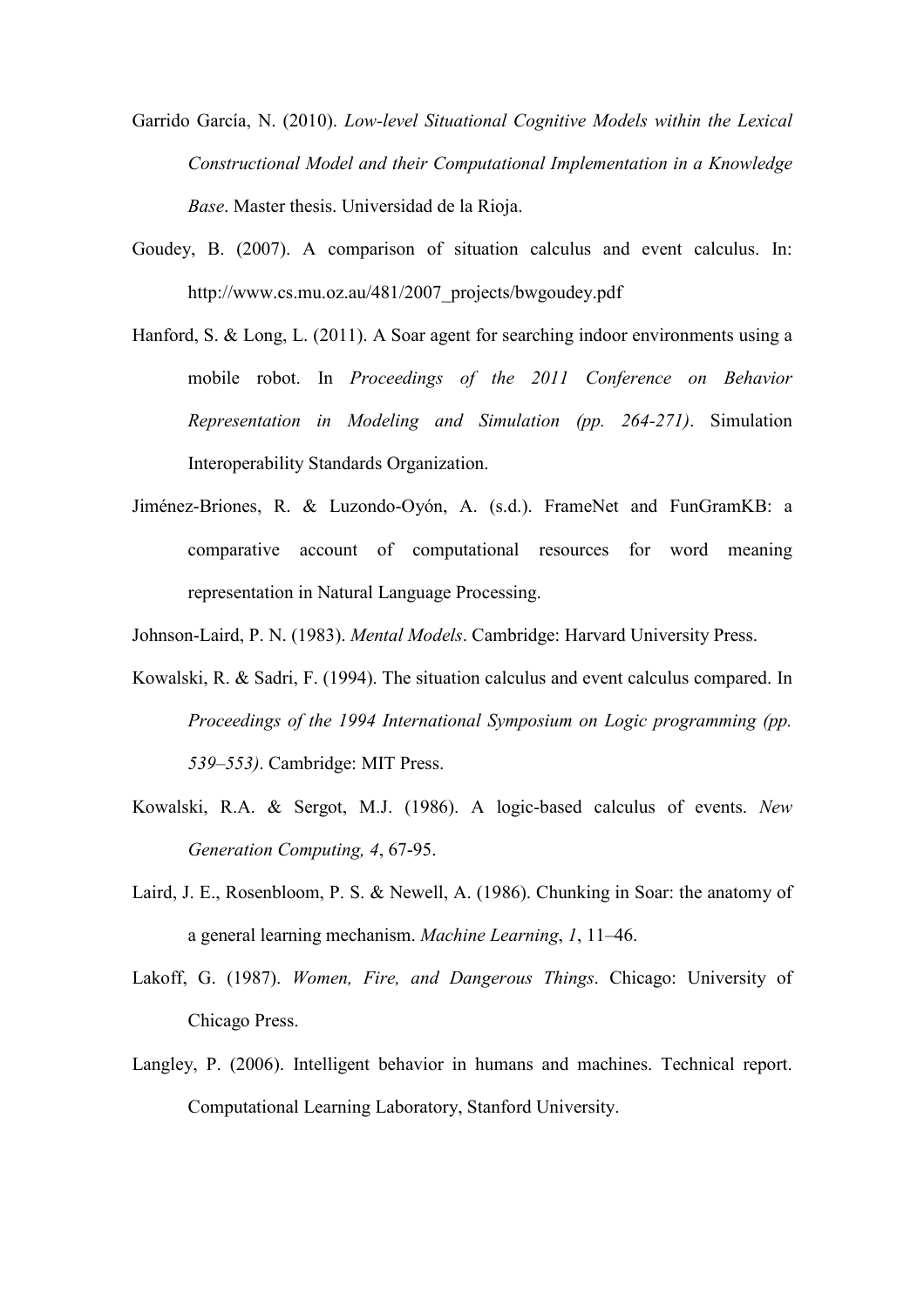Garrido García, N. (2010). *Low-level Situational Cognitive Models within the Lexical Constructional Model and their Computational Implementation in a Knowledge Base*. Master thesis. Universidad de la Rioja.

Goudey, B. (2007). A comparison of situation calculus and event calculus. In: http://www.cs.mu.oz.au/481/2007_projects/bwgoudey.pdf

Hanford, S. & Long, L. (2011). A Soar agent for searching indoor environments using a mobile robot. In *Proceedings of the 2011 Conference on Behavior Representation in Modeling and Simulation (pp. 264-271)*. Simulation Interoperability Standards Organization.

Jiménez-Briones, R. & Luzondo-Oyón, A. (s.d.). FrameNet and FunGramKB: a comparative account of computational resources for word meaning representation in Natural Language Processing.

Johnson-Laird, P. N. (1983). *Mental Models*. Cambridge: Harvard University Press.

Kowalski, R. & Sadri, F. (1994). The situation calculus and event calculus compared. In *Proceedings of the 1994 International Symposium on Logic programming (pp. 539–553)*. Cambridge: MIT Press.

Kowalski, R.A. & Sergot, M.J. (1986). A logic-based calculus of events. *New Generation Computing, 4*, 67-95.

Laird, J. E., Rosenbloom, P. S. & Newell, A. (1986). Chunking in Soar: the anatomy of a general learning mechanism. *Machine Learning*, *1*, 11–46.

Lakoff, G. (1987). *Women, Fire, and Dangerous Things*. Chicago: University of Chicago Press.

Langley, P. (2006). Intelligent behavior in humans and machines. Technical report. Computational Learning Laboratory, Stanford University.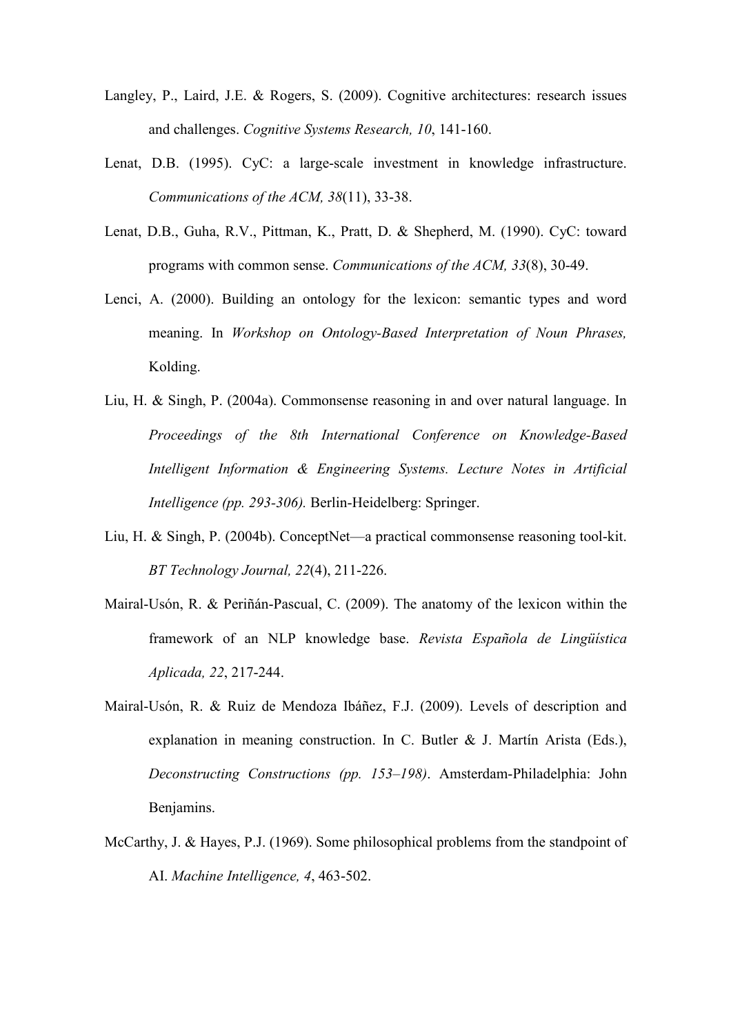Langley, P., Laird, J.E. & Rogers, S. (2009). Cognitive architectures: research issues and challenges. *Cognitive Systems Research, 10*, 141-160.

Lenat, D.B. (1995). CyC: a large-scale investment in knowledge infrastructure. *Communications of the ACM, 38*(11), 33-38.

Lenat, D.B., Guha, R.V., Pittman, K., Pratt, D. & Shepherd, M. (1990). CyC: toward programs with common sense. *Communications of the ACM, 33*(8), 30-49.

Lenci, A. (2000). Building an ontology for the lexicon: semantic types and word meaning. In *Workshop on Ontology-Based Interpretation of Noun Phrases,* Kolding.

Liu, H. & Singh, P. (2004a). Commonsense reasoning in and over natural language. In *Proceedings of the 8th International Conference on Knowledge-Based Intelligent Information & Engineering Systems. Lecture Notes in Artificial Intelligence (pp. 293-306).* Berlin-Heidelberg: Springer.

Liu, H. & Singh, P. (2004b). ConceptNet—a practical commonsense reasoning tool-kit. *BT Technology Journal, 22*(4), 211-226.

Mairal-Usón, R. & Periñán-Pascual, C. (2009). The anatomy of the lexicon within the framework of an NLP knowledge base. *Revista Española de Lingüística Aplicada, 22*, 217-244.

Mairal-Usón, R. & Ruiz de Mendoza Ibáñez, F.J. (2009). Levels of description and explanation in meaning construction. In C. Butler & J. Martín Arista (Eds.), *Deconstructing Constructions (pp. 153–198)*. Amsterdam-Philadelphia: John Benjamins.

McCarthy, J. & Hayes, P.J. (1969). Some philosophical problems from the standpoint of AI. *Machine Intelligence, 4*, 463-502.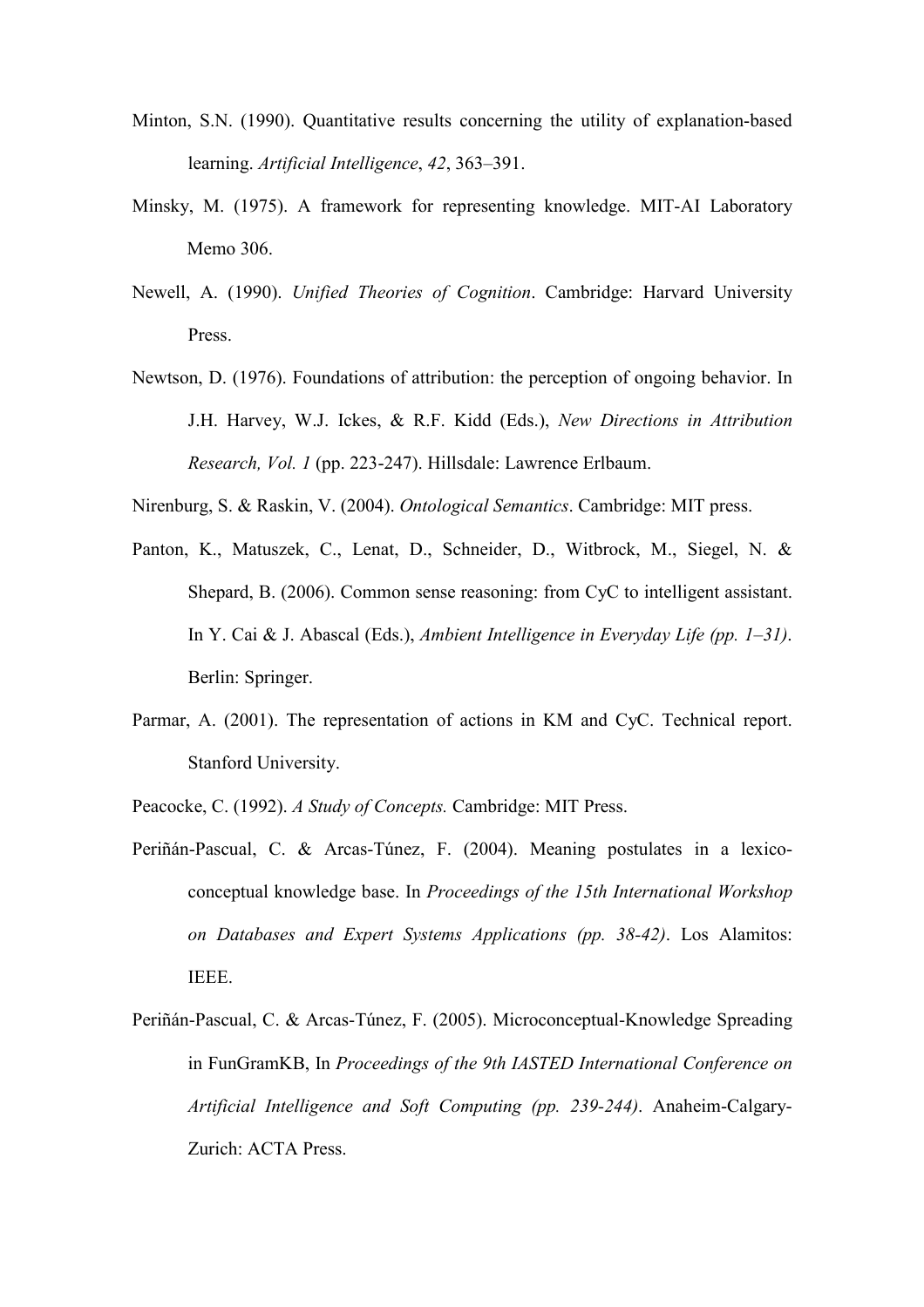Minton, S.N. (1990). Quantitative results concerning the utility of explanation-based learning. *Artificial Intelligence*, *42*, 363–391.

Minsky, M. (1975). A framework for representing knowledge. MIT-AI Laboratory Memo 306.

Newell, A. (1990). *Unified Theories of Cognition*. Cambridge: Harvard University Press.

Newtson, D. (1976). Foundations of attribution: the perception of ongoing behavior. In J.H. Harvey, W.J. Ickes, & R.F. Kidd (Eds.), *New Directions in Attribution Research, Vol. 1* (pp. 223-247). Hillsdale: Lawrence Erlbaum.

Nirenburg, S. & Raskin, V. (2004). *Ontological Semantics*. Cambridge: MIT press.

Panton, K., Matuszek, C., Lenat, D., Schneider, D., Witbrock, M., Siegel, N. & Shepard, B. (2006). Common sense reasoning: from CyC to intelligent assistant. In Y. Cai & J. Abascal (Eds.), *Ambient Intelligence in Everyday Life (pp. 1–31)*. Berlin: Springer.

Parmar, A. (2001). The representation of actions in KM and CyC. Technical report. Stanford University.

Peacocke, C. (1992). *A Study of Concepts.* Cambridge: MIT Press.

Periñán-Pascual, C. & Arcas-Túnez, F. (2004). Meaning postulates in a lexico-conceptual knowledge base. In *Proceedings of the 15th International Workshop on Databases and Expert Systems Applications (pp. 38-42)*. Los Alamitos: IEEE.

Periñán-Pascual, C. & Arcas-Túnez, F. (2005). Microconceptual-Knowledge Spreading in FunGramKB, In *Proceedings of the 9th IASTED International Conference on Artificial Intelligence and Soft Computing (pp. 239-244)*. Anaheim-Calgary-Zurich: ACTA Press.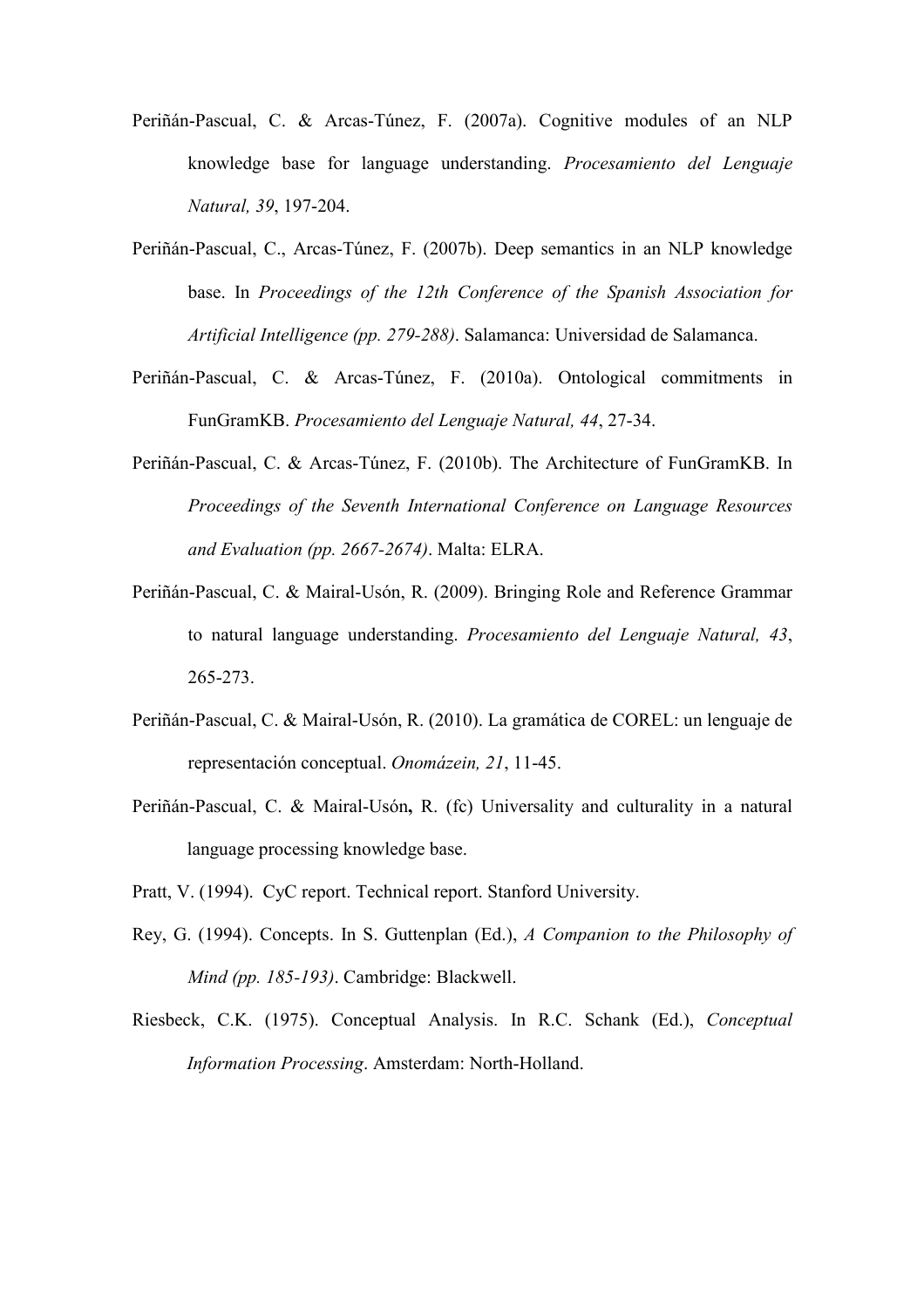Periñán-Pascual, C. & Arcas-Túnez, F. (2007a). Cognitive modules of an NLP knowledge base for language understanding. *Procesamiento del Lenguaje Natural, 39*, 197-204.

Periñán-Pascual, C., Arcas-Túnez, F. (2007b). Deep semantics in an NLP knowledge base. In *Proceedings of the 12th Conference of the Spanish Association for Artificial Intelligence (pp. 279-288)*. Salamanca: Universidad de Salamanca.

Periñán-Pascual, C. & Arcas-Túnez, F. (2010a). Ontological commitments in FunGramKB. *Procesamiento del Lenguaje Natural, 44*, 27-34.

Periñán-Pascual, C. & Arcas-Túnez, F. (2010b). The Architecture of FunGramKB. In *Proceedings of the Seventh International Conference on Language Resources and Evaluation (pp. 2667-2674)*. Malta: ELRA.

Periñán-Pascual, C. & Mairal-Usón, R. (2009). Bringing Role and Reference Grammar to natural language understanding. *Procesamiento del Lenguaje Natural, 43*, 265-273.

Periñán-Pascual, C. & Mairal-Usón, R. (2010). La gramática de COREL: un lenguaje de representación conceptual. *Onomázein, 21*, 11-45.

Periñán-Pascual, C. & Mairal-Usón**,** R. (fc) Universality and culturality in a natural language processing knowledge base.

Pratt, V. (1994). CyC report. Technical report. Stanford University.

Rey, G. (1994). Concepts. In S. Guttenplan (Ed.), *A Companion to the Philosophy of Mind (pp. 185-193)*. Cambridge: Blackwell.

Riesbeck, C.K. (1975). Conceptual Analysis. In R.C. Schank (Ed.), *Conceptual Information Processing*. Amsterdam: North-Holland.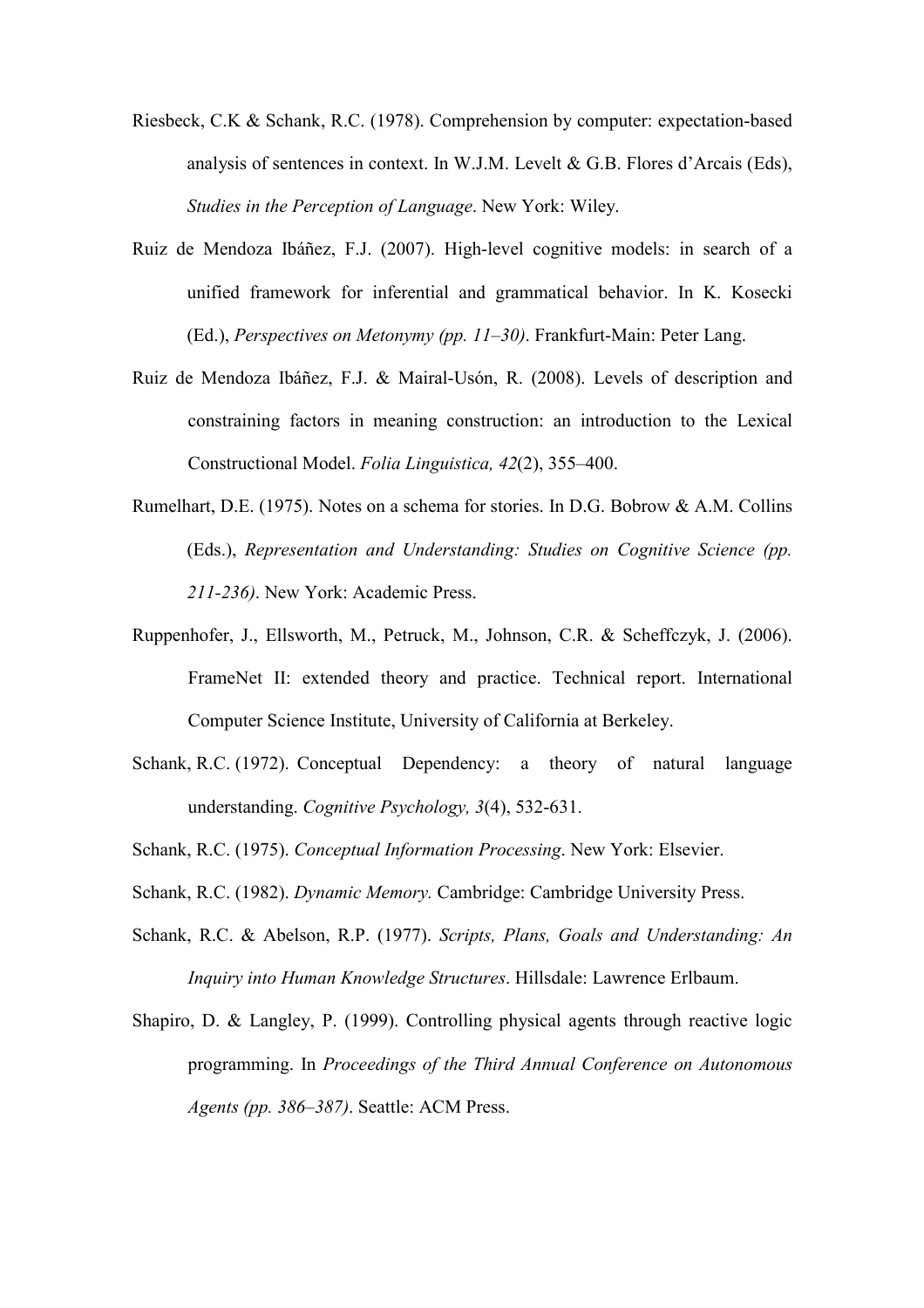Riesbeck, C.K & Schank, R.C. (1978). Comprehension by computer: expectation-based analysis of sentences in context. In W.J.M. Levelt & G.B. Flores d'Arcais (Eds), *Studies in the Perception of Language*. New York: Wiley.

Ruiz de Mendoza Ibáñez, F.J. (2007). High-level cognitive models: in search of a unified framework for inferential and grammatical behavior. In K. Kosecki (Ed.), *Perspectives on Metonymy (pp. 11–30)*. Frankfurt-Main: Peter Lang.

Ruiz de Mendoza Ibáñez, F.J. & Mairal-Usón, R. (2008). Levels of description and constraining factors in meaning construction: an introduction to the Lexical Constructional Model. *Folia Linguistica, 42*(2), 355–400.

Rumelhart, D.E. (1975). Notes on a schema for stories. In D.G. Bobrow & A.M. Collins (Eds.), *Representation and Understanding: Studies on Cognitive Science (pp. 211-236)*. New York: Academic Press.

Ruppenhofer, J., Ellsworth, M., Petruck, M., Johnson, C.R. & Scheffczyk, J. (2006). FrameNet II: extended theory and practice. Technical report. International Computer Science Institute, University of California at Berkeley.

Schank, R.C. (1972). Conceptual Dependency: a theory of natural language understanding. *Cognitive Psychology, 3*(4), 532-631.

Schank, R.C. (1975). *Conceptual Information Processing*. New York: Elsevier.

Schank, R.C. (1982). *Dynamic Memory.* Cambridge: Cambridge University Press.

Schank, R.C. & Abelson, R.P. (1977). *Scripts, Plans, Goals and Understanding: An Inquiry into Human Knowledge Structures*. Hillsdale: Lawrence Erlbaum.

Shapiro, D. & Langley, P. (1999). Controlling physical agents through reactive logic programming. In *Proceedings of the Third Annual Conference on Autonomous Agents (pp. 386–387)*. Seattle: ACM Press.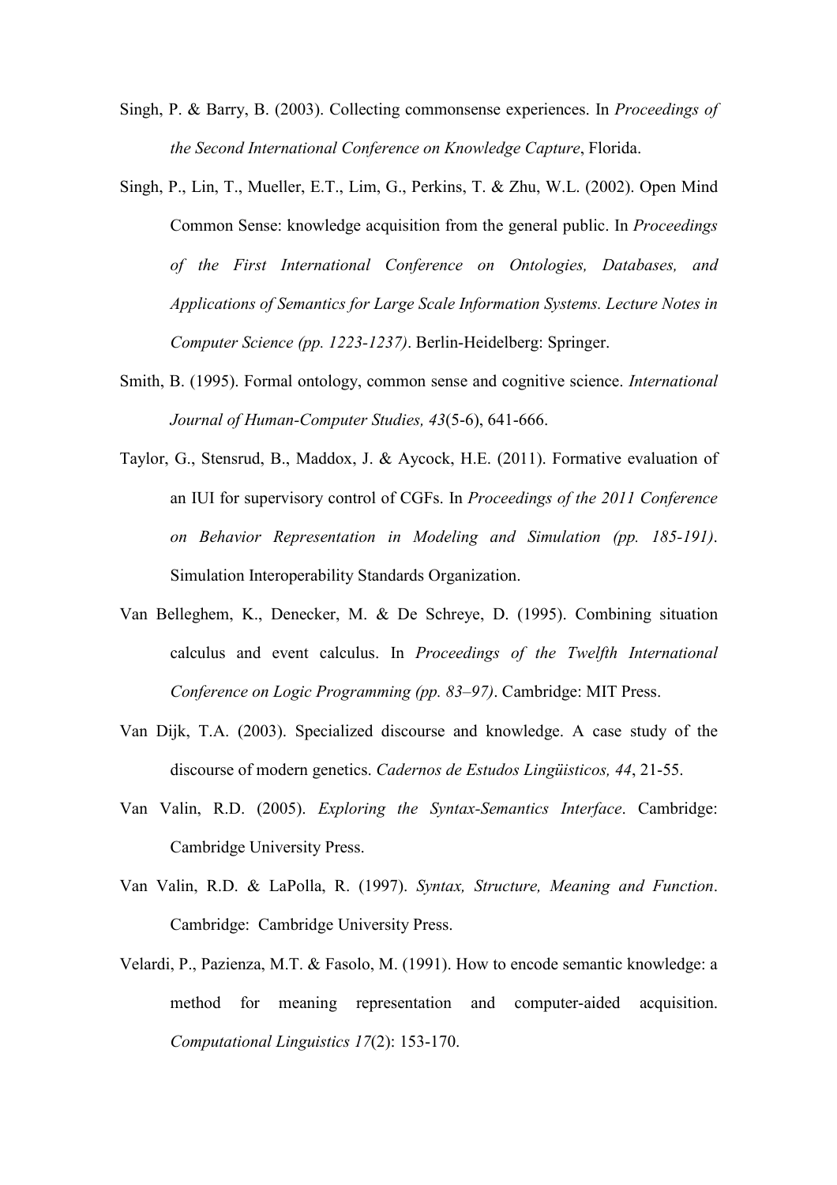Singh, P. & Barry, B. (2003). Collecting commonsense experiences. In *Proceedings of the Second International Conference on Knowledge Capture*, Florida.

Singh, P., Lin, T., Mueller, E.T., Lim, G., Perkins, T. & Zhu, W.L. (2002). Open Mind Common Sense: knowledge acquisition from the general public. In *Proceedings of the First International Conference on Ontologies, Databases, and Applications of Semantics for Large Scale Information Systems. Lecture Notes in Computer Science (pp. 1223-1237)*. Berlin-Heidelberg: Springer.

Smith, B. (1995). Formal ontology, common sense and cognitive science. *International Journal of Human-Computer Studies, 43*(5-6), 641-666.

Taylor, G., Stensrud, B., Maddox, J. & Aycock, H.E. (2011). Formative evaluation of an IUI for supervisory control of CGFs. In *Proceedings of the 2011 Conference on Behavior Representation in Modeling and Simulation (pp. 185-191)*. Simulation Interoperability Standards Organization.

Van Belleghem, K., Denecker, M. & De Schreye, D. (1995). Combining situation calculus and event calculus. In *Proceedings of the Twelfth International Conference on Logic Programming (pp. 83–97)*. Cambridge: MIT Press.

Van Dijk, T.A. (2003). Specialized discourse and knowledge. A case study of the discourse of modern genetics. *Cadernos de Estudos Lingüisticos, 44*, 21-55.

Van Valin, R.D. (2005). *Exploring the Syntax-Semantics Interface*. Cambridge: Cambridge University Press.

Van Valin, R.D. & LaPolla, R. (1997). *Syntax, Structure, Meaning and Function*. Cambridge: Cambridge University Press.

Velardi, P., Pazienza, M.T. & Fasolo, M. (1991). How to encode semantic knowledge: a method for meaning representation and computer-aided acquisition. *Computational Linguistics 17*(2): 153-170.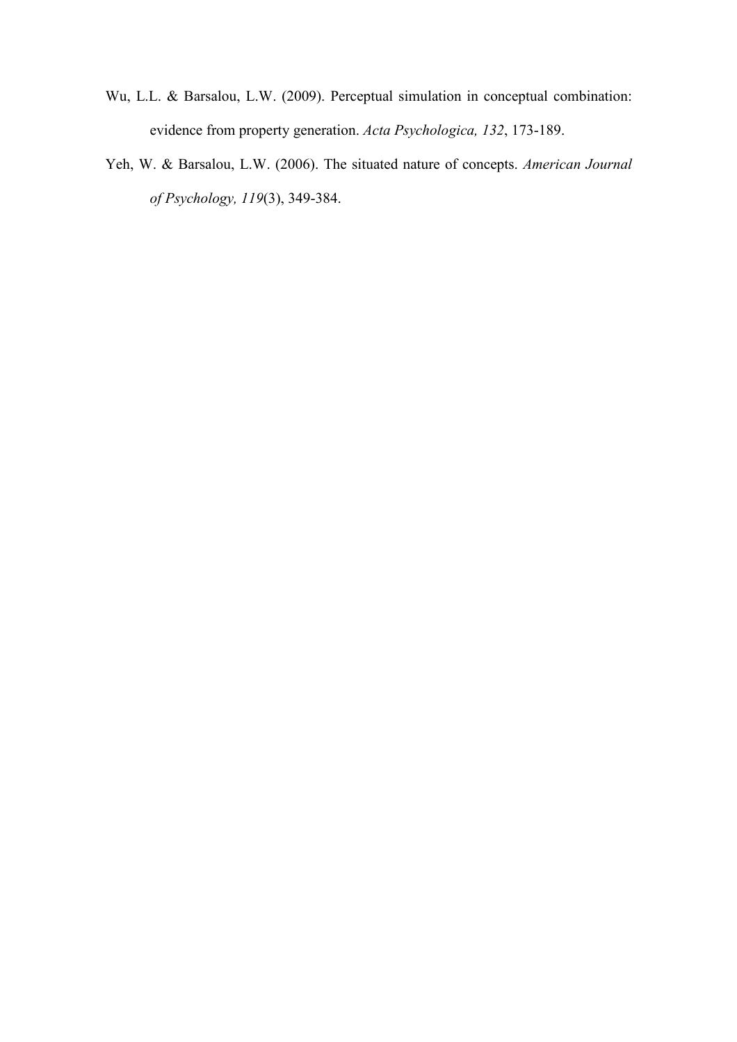Wu, L.L. & Barsalou, L.W. (2009). Perceptual simulation in conceptual combination: evidence from property generation. *Acta Psychologica, 132*, 173-189.

Yeh, W. & Barsalou, L.W. (2006). The situated nature of concepts. *American Journal of Psychology, 119*(3), 349-384.